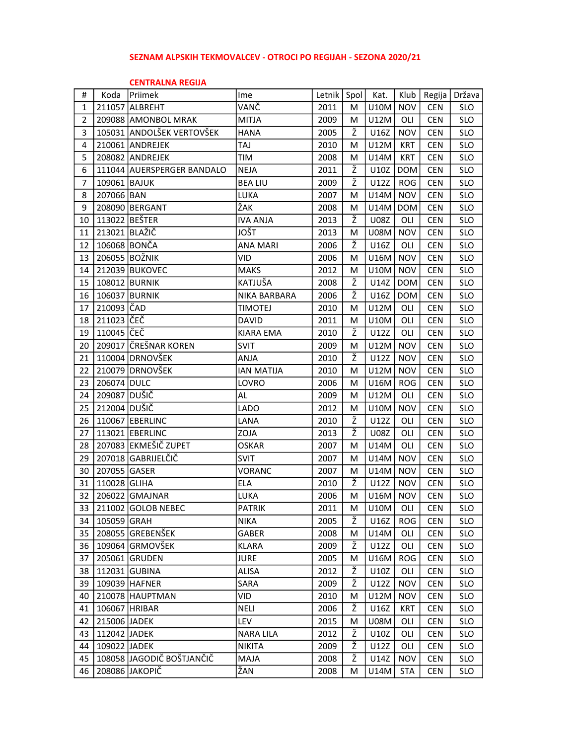# SEZNAM ALPSKIH TEKMOVALCEV - OTROCI PO REGIJAH - SEZONA 2020/21

## CENTRALNA REGIJA

| # | Koda | Priimek | Ime | Letnik | Spol | Kat. | Klub | Regija | Država |
|---|---|---|---|---|---|---|---|---|---|
| 1 | 211057 | ALBREHT | VANČ | 2011 | M | U10M | NOV | CEN | SLO |
| 2 | 209088 | AMONBOL MRAK | MITJA | 2009 | M | U12M | OLI | CEN | SLO |
| 3 | 105031 | ANDOLŠEK VERTOVŠEK | HANA | 2005 | Ž | U16Z | NOV | CEN | SLO |
| 4 | 210061 | ANDREJEK | TAJ | 2010 | M | U12M | KRT | CEN | SLO |
| 5 | 208082 | ANDREJEK | TIM | 2008 | M | U14M | KRT | CEN | SLO |
| 6 | 111044 | AUERSPERGER BANDALO | NEJA | 2011 | Ž | U10Z | DOM | CEN | SLO |
| 7 | 109061 | BAJUK | BEA LIU | 2009 | Ž | U12Z | ROG | CEN | SLO |
| 8 | 207066 | BAN | LUKA | 2007 | M | U14M | NOV | CEN | SLO |
| 9 | 208090 | BERGANT | ŽAK | 2008 | M | U14M | DOM | CEN | SLO |
| 10 | 113022 | BEŠTER | IVA ANJA | 2013 | Ž | U08Z | OLI | CEN | SLO |
| 11 | 213021 | BLAŽIČ | JOŠT | 2013 | M | U08M | NOV | CEN | SLO |
| 12 | 106068 | BONČA | ANA MARI | 2006 | Ž | U16Z | OLI | CEN | SLO |
| 13 | 206055 | BOŽNIK | VID | 2006 | M | U16M | NOV | CEN | SLO |
| 14 | 212039 | BUKOVEC | MAKS | 2012 | M | U10M | NOV | CEN | SLO |
| 15 | 108012 | BURNIK | KATJUŠA | 2008 | Ž | U14Z | DOM | CEN | SLO |
| 16 | 106037 | BURNIK | NIKA BARBARA | 2006 | Ž | U16Z | DOM | CEN | SLO |
| 17 | 210093 | ČAD | TIMOTEJ | 2010 | M | U12M | OLI | CEN | SLO |
| 18 | 211023 | ČEČ | DAVID | 2011 | M | U10M | OLI | CEN | SLO |
| 19 | 110045 | ČEČ | KIARA EMA | 2010 | Ž | U12Z | OLI | CEN | SLO |
| 20 | 209017 | ČREŠNAR KOREN | SVIT | 2009 | M | U12M | NOV | CEN | SLO |
| 21 | 110004 | DRNOVŠEK | ANJA | 2010 | Ž | U12Z | NOV | CEN | SLO |
| 22 | 210079 | DRNOVŠEK | IAN MATIJA | 2010 | M | U12M | NOV | CEN | SLO |
| 23 | 206074 | DULC | LOVRO | 2006 | M | U16M | ROG | CEN | SLO |
| 24 | 209087 | DUŠIČ | AL | 2009 | M | U12M | OLI | CEN | SLO |
| 25 | 212004 | DUŠIČ | LADO | 2012 | M | U10M | NOV | CEN | SLO |
| 26 | 110067 | EBERLINC | LANA | 2010 | Ž | U12Z | OLI | CEN | SLO |
| 27 | 113021 | EBERLINC | ZOJA | 2013 | Ž | U08Z | OLI | CEN | SLO |
| 28 | 207083 | EKMEŠIČ ZUPET | OSKAR | 2007 | M | U14M | OLI | CEN | SLO |
| 29 | 207018 | GABRIJELČIČ | SVIT | 2007 | M | U14M | NOV | CEN | SLO |
| 30 | 207055 | GASER | VORANC | 2007 | M | U14M | NOV | CEN | SLO |
| 31 | 110028 | GLIHA | ELA | 2010 | Ž | U12Z | NOV | CEN | SLO |
| 32 | 206022 | GMAJNAR | LUKA | 2006 | M | U16M | NOV | CEN | SLO |
| 33 | 211002 | GOLOB NEBEC | PATRIK | 2011 | M | U10M | OLI | CEN | SLO |
| 34 | 105059 | GRAH | NIKA | 2005 | Ž | U16Z | ROG | CEN | SLO |
| 35 | 208055 | GREBENŠEK | GABER | 2008 | M | U14M | OLI | CEN | SLO |
| 36 | 109064 | GRMOVŠEK | KLARA | 2009 | Ž | U12Z | OLI | CEN | SLO |
| 37 | 205061 | GRUDEN | JURE | 2005 | M | U16M | ROG | CEN | SLO |
| 38 | 112031 | GUBINA | ALISA | 2012 | Ž | U10Z | OLI | CEN | SLO |
| 39 | 109039 | HAFNER | SARA | 2009 | Ž | U12Z | NOV | CEN | SLO |
| 40 | 210078 | HAUPTMAN | VID | 2010 | M | U12M | NOV | CEN | SLO |
| 41 | 106067 | HRIBAR | NELI | 2006 | Ž | U16Z | KRT | CEN | SLO |
| 42 | 215006 | JADEK | LEV | 2015 | M | U08M | OLI | CEN | SLO |
| 43 | 112042 | JADEK | NARA LILA | 2012 | Ž | U10Z | OLI | CEN | SLO |
| 44 | 109022 | JADEK | NIKITA | 2009 | Ž | U12Z | OLI | CEN | SLO |
| 45 | 108058 | JAGODIČ BOŠTJANČIČ | MAJA | 2008 | Ž | U14Z | NOV | CEN | SLO |
| 46 | 208086 | JAKOPIČ | ŽAN | 2008 | M | U14M | STA | CEN | SLO |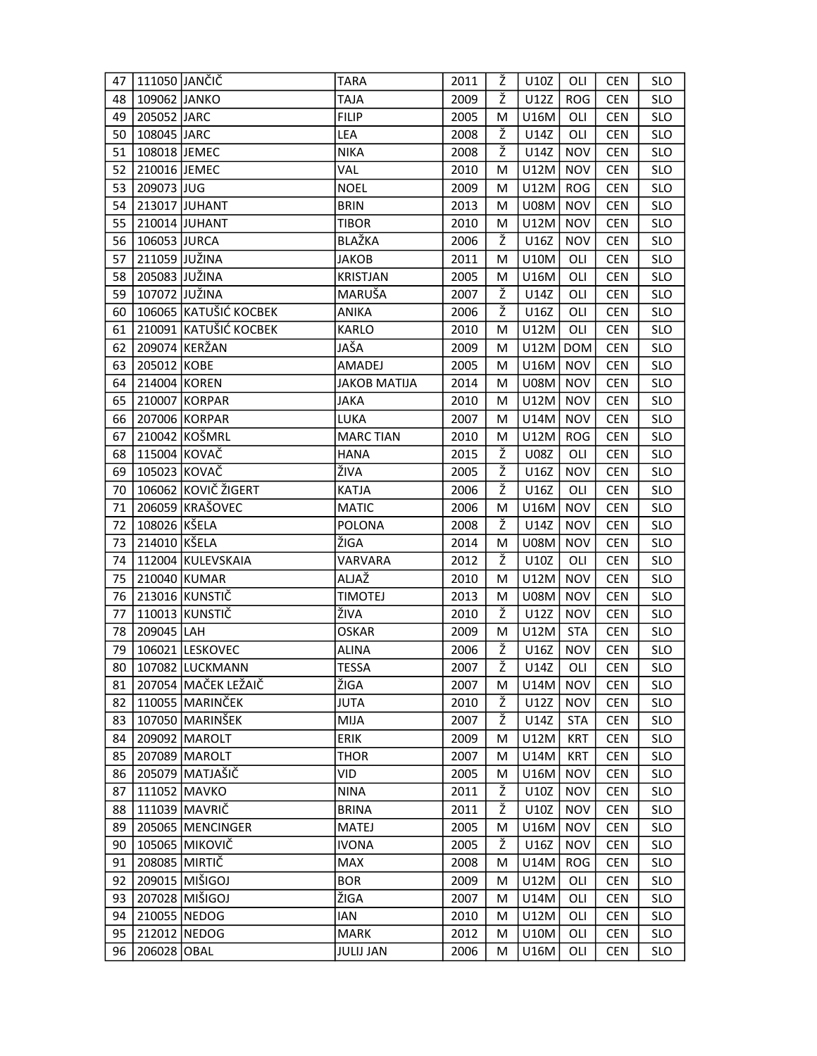| 47 | 111050 | JANČIČ | TARA | 2011 | Ž | U10Z | OLI | CEN | SLO |
|---|---|---|---|---|---|---|---|---|---|
| 48 | 109062 | JANKO | TAJA | 2009 | Ž | U12Z | ROG | CEN | SLO |
| 49 | 205052 | JARC | FILIP | 2005 | M | U16M | OLI | CEN | SLO |
| 50 | 108045 | JARC | LEA | 2008 | Ž | U14Z | OLI | CEN | SLO |
| 51 | 108018 | JEMEC | NIKA | 2008 | Ž | U14Z | NOV | CEN | SLO |
| 52 | 210016 | JEMEC | VAL | 2010 | M | U12M | NOV | CEN | SLO |
| 53 | 209073 | JUG | NOEL | 2009 | M | U12M | ROG | CEN | SLO |
| 54 | 213017 | JUHANT | BRIN | 2013 | M | U08M | NOV | CEN | SLO |
| 55 | 210014 | JUHANT | TIBOR | 2010 | M | U12M | NOV | CEN | SLO |
| 56 | 106053 | JURCA | BLAŽKA | 2006 | Ž | U16Z | NOV | CEN | SLO |
| 57 | 211059 | JUŽINA | JAKOB | 2011 | M | U10M | OLI | CEN | SLO |
| 58 | 205083 | JUŽINA | KRISTJAN | 2005 | M | U16M | OLI | CEN | SLO |
| 59 | 107072 | JUŽINA | MARUŠA | 2007 | Ž | U14Z | OLI | CEN | SLO |
| 60 | 106065 | KATUŠIĆ KOCBEK | ANIKA | 2006 | Ž | U16Z | OLI | CEN | SLO |
| 61 | 210091 | KATUŠIĆ KOCBEK | KARLO | 2010 | M | U12M | OLI | CEN | SLO |
| 62 | 209074 | KERŽAN | JAŠA | 2009 | M | U12M | DOM | CEN | SLO |
| 63 | 205012 | KOBE | AMADEJ | 2005 | M | U16M | NOV | CEN | SLO |
| 64 | 214004 | KOREN | JAKOB MATIJA | 2014 | M | U08M | NOV | CEN | SLO |
| 65 | 210007 | KORPAR | JAKA | 2010 | M | U12M | NOV | CEN | SLO |
| 66 | 207006 | KORPAR | LUKA | 2007 | M | U14M | NOV | CEN | SLO |
| 67 | 210042 | KOŠMRL | MARC TIAN | 2010 | M | U12M | ROG | CEN | SLO |
| 68 | 115004 | KOVAČ | HANA | 2015 | Ž | U08Z | OLI | CEN | SLO |
| 69 | 105023 | KOVAČ | ŽIVA | 2005 | Ž | U16Z | NOV | CEN | SLO |
| 70 | 106062 | KOVIČ ŽIGERT | KATJA | 2006 | Ž | U16Z | OLI | CEN | SLO |
| 71 | 206059 | KRAŠOVEC | MATIC | 2006 | M | U16M | NOV | CEN | SLO |
| 72 | 108026 | KŠELA | POLONA | 2008 | Ž | U14Z | NOV | CEN | SLO |
| 73 | 214010 | KŠELA | ŽIGA | 2014 | M | U08M | NOV | CEN | SLO |
| 74 | 112004 | KULEVSKAIA | VARVARA | 2012 | Ž | U10Z | OLI | CEN | SLO |
| 75 | 210040 | KUMAR | ALJAŽ | 2010 | M | U12M | NOV | CEN | SLO |
| 76 | 213016 | KUNSTIČ | TIMOTEJ | 2013 | M | U08M | NOV | CEN | SLO |
| 77 | 110013 | KUNSTIČ | ŽIVA | 2010 | Ž | U12Z | NOV | CEN | SLO |
| 78 | 209045 | LAH | OSKAR | 2009 | M | U12M | STA | CEN | SLO |
| 79 | 106021 | LESKOVEC | ALINA | 2006 | Ž | U16Z | NOV | CEN | SLO |
| 80 | 107082 | LUCKMANN | TESSA | 2007 | Ž | U14Z | OLI | CEN | SLO |
| 81 | 207054 | MAČEK LEŽAIČ | ŽIGA | 2007 | M | U14M | NOV | CEN | SLO |
| 82 | 110055 | MARINČEK | JUTA | 2010 | Ž | U12Z | NOV | CEN | SLO |
| 83 | 107050 | MARINŠEK | MIJA | 2007 | Ž | U14Z | STA | CEN | SLO |
| 84 | 209092 | MAROLT | ERIK | 2009 | M | U12M | KRT | CEN | SLO |
| 85 | 207089 | MAROLT | THOR | 2007 | M | U14M | KRT | CEN | SLO |
| 86 | 205079 | MATJAŠIČ | VID | 2005 | M | U16M | NOV | CEN | SLO |
| 87 | 111052 | MAVKO | NINA | 2011 | Ž | U10Z | NOV | CEN | SLO |
| 88 | 111039 | MAVRIČ | BRINA | 2011 | Ž | U10Z | NOV | CEN | SLO |
| 89 | 205065 | MENCINGER | MATEJ | 2005 | M | U16M | NOV | CEN | SLO |
| 90 | 105065 | MIKOVIČ | IVONA | 2005 | Ž | U16Z | NOV | CEN | SLO |
| 91 | 208085 | MIRTIČ | MAX | 2008 | M | U14M | ROG | CEN | SLO |
| 92 | 209015 | MIŠIGOJ | BOR | 2009 | M | U12M | OLI | CEN | SLO |
| 93 | 207028 | MIŠIGOJ | ŽIGA | 2007 | M | U14M | OLI | CEN | SLO |
| 94 | 210055 | NEDOG | IAN | 2010 | M | U12M | OLI | CEN | SLO |
| 95 | 212012 | NEDOG | MARK | 2012 | M | U10M | OLI | CEN | SLO |
| 96 | 206028 | OBAL | JULIJ JAN | 2006 | M | U16M | OLI | CEN | SLO |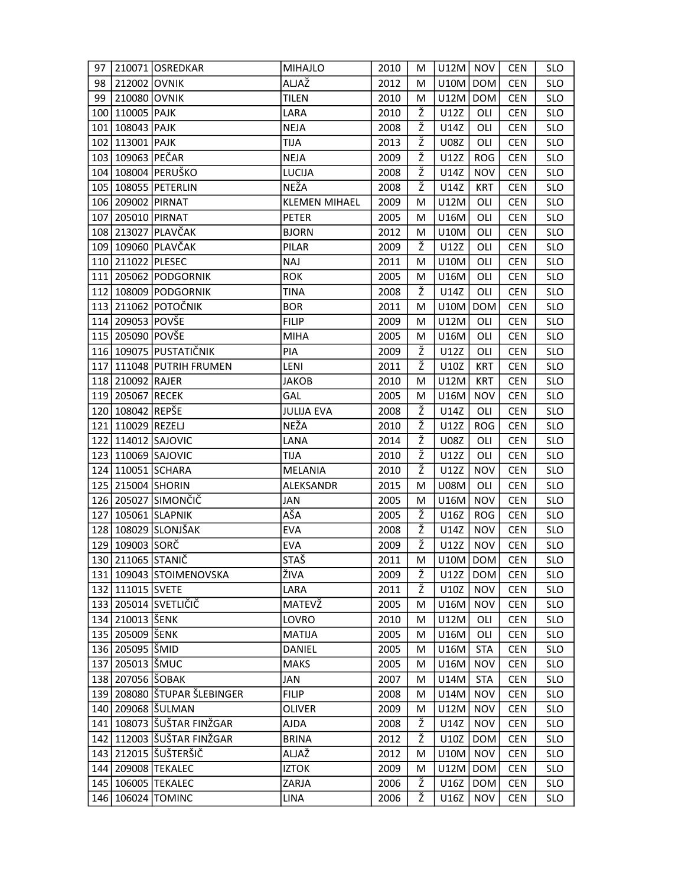| 97 | 210071 | OSREDKAR | MIHAJLO | 2010 | M | U12M | NOV | CEN | SLO |
|---|---|---|---|---|---|---|---|---|---|
| 98 | 212002 | OVNIK | ALJAŽ | 2012 | M | U10M | DOM | CEN | SLO |
| 99 | 210080 | OVNIK | TILEN | 2010 | M | U12M | DOM | CEN | SLO |
| 100 | 110005 | PAJK | LARA | 2010 | Ž | U12Z | OLI | CEN | SLO |
| 101 | 108043 | PAJK | NEJA | 2008 | Ž | U14Z | OLI | CEN | SLO |
| 102 | 113001 | PAJK | TIJA | 2013 | Ž | U08Z | OLI | CEN | SLO |
| 103 | 109063 | PEČAR | NEJA | 2009 | Ž | U12Z | ROG | CEN | SLO |
| 104 | 108004 | PERUŠKO | LUCIJA | 2008 | Ž | U14Z | NOV | CEN | SLO |
| 105 | 108055 | PETERLIN | NEŽA | 2008 | Ž | U14Z | KRT | CEN | SLO |
| 106 | 209002 | PIRNAT | KLEMEN MIHAEL | 2009 | M | U12M | OLI | CEN | SLO |
| 107 | 205010 | PIRNAT | PETER | 2005 | M | U16M | OLI | CEN | SLO |
| 108 | 213027 | PLAVČAK | BJORN | 2012 | M | U10M | OLI | CEN | SLO |
| 109 | 109060 | PLAVČAK | PILAR | 2009 | Ž | U12Z | OLI | CEN | SLO |
| 110 | 211022 | PLESEC | NAJ | 2011 | M | U10M | OLI | CEN | SLO |
| 111 | 205062 | PODGORNIK | ROK | 2005 | M | U16M | OLI | CEN | SLO |
| 112 | 108009 | PODGORNIK | TINA | 2008 | Ž | U14Z | OLI | CEN | SLO |
| 113 | 211062 | POTOČNIK | BOR | 2011 | M | U10M | DOM | CEN | SLO |
| 114 | 209053 | POVŠE | FILIP | 2009 | M | U12M | OLI | CEN | SLO |
| 115 | 205090 | POVŠE | MIHA | 2005 | M | U16M | OLI | CEN | SLO |
| 116 | 109075 | PUSTATIČNIK | PIA | 2009 | Ž | U12Z | OLI | CEN | SLO |
| 117 | 111048 | PUTRIH FRUMEN | LENI | 2011 | Ž | U10Z | KRT | CEN | SLO |
| 118 | 210092 | RAJER | JAKOB | 2010 | M | U12M | KRT | CEN | SLO |
| 119 | 205067 | RECEK | GAL | 2005 | M | U16M | NOV | CEN | SLO |
| 120 | 108042 | REPŠE | JULIJA EVA | 2008 | Ž | U14Z | OLI | CEN | SLO |
| 121 | 110029 | REZELJ | NEŽA | 2010 | Ž | U12Z | ROG | CEN | SLO |
| 122 | 114012 | SAJOVIC | LANA | 2014 | Ž | U08Z | OLI | CEN | SLO |
| 123 | 110069 | SAJOVIC | TIJA | 2010 | Ž | U12Z | OLI | CEN | SLO |
| 124 | 110051 | SCHARA | MELANIA | 2010 | Ž | U12Z | NOV | CEN | SLO |
| 125 | 215004 | SHORIN | ALEKSANDR | 2015 | M | U08M | OLI | CEN | SLO |
| 126 | 205027 | SIMONČIČ | JAN | 2005 | M | U16M | NOV | CEN | SLO |
| 127 | 105061 | SLAPNIK | AŠA | 2005 | Ž | U16Z | ROG | CEN | SLO |
| 128 | 108029 | SLONJŠAK | EVA | 2008 | Ž | U14Z | NOV | CEN | SLO |
| 129 | 109003 | SORČ | EVA | 2009 | Ž | U12Z | NOV | CEN | SLO |
| 130 | 211065 | STANIČ | STAŠ | 2011 | M | U10M | DOM | CEN | SLO |
| 131 | 109043 | STOIMENOVSKA | ŽIVA | 2009 | Ž | U12Z | DOM | CEN | SLO |
| 132 | 111015 | SVETE | LARA | 2011 | Ž | U10Z | NOV | CEN | SLO |
| 133 | 205014 | SVETLIČIČ | MATEVŽ | 2005 | M | U16M | NOV | CEN | SLO |
| 134 | 210013 | ŠENK | LOVRO | 2010 | M | U12M | OLI | CEN | SLO |
| 135 | 205009 | ŠENK | MATIJA | 2005 | M | U16M | OLI | CEN | SLO |
| 136 | 205095 | ŠMID | DANIEL | 2005 | M | U16M | STA | CEN | SLO |
| 137 | 205013 | ŠMUC | MAKS | 2005 | M | U16M | NOV | CEN | SLO |
| 138 | 207056 | ŠOBAK | JAN | 2007 | M | U14M | STA | CEN | SLO |
| 139 | 208080 | ŠTUPAR ŠLEBINGER | FILIP | 2008 | M | U14M | NOV | CEN | SLO |
| 140 | 209068 | ŠULMAN | OLIVER | 2009 | M | U12M | NOV | CEN | SLO |
| 141 | 108073 | ŠUŠTAR FINŽGAR | AJDA | 2008 | Ž | U14Z | NOV | CEN | SLO |
| 142 | 112003 | ŠUŠTAR FINŽGAR | BRINA | 2012 | Ž | U10Z | DOM | CEN | SLO |
| 143 | 212015 | ŠUŠTERŠIČ | ALJAŽ | 2012 | M | U10M | NOV | CEN | SLO |
| 144 | 209008 | TEKALEC | IZTOK | 2009 | M | U12M | DOM | CEN | SLO |
| 145 | 106005 | TEKALEC | ZARJA | 2006 | Ž | U16Z | DOM | CEN | SLO |
| 146 | 106024 | TOMINC | LINA | 2006 | Ž | U16Z | NOV | CEN | SLO |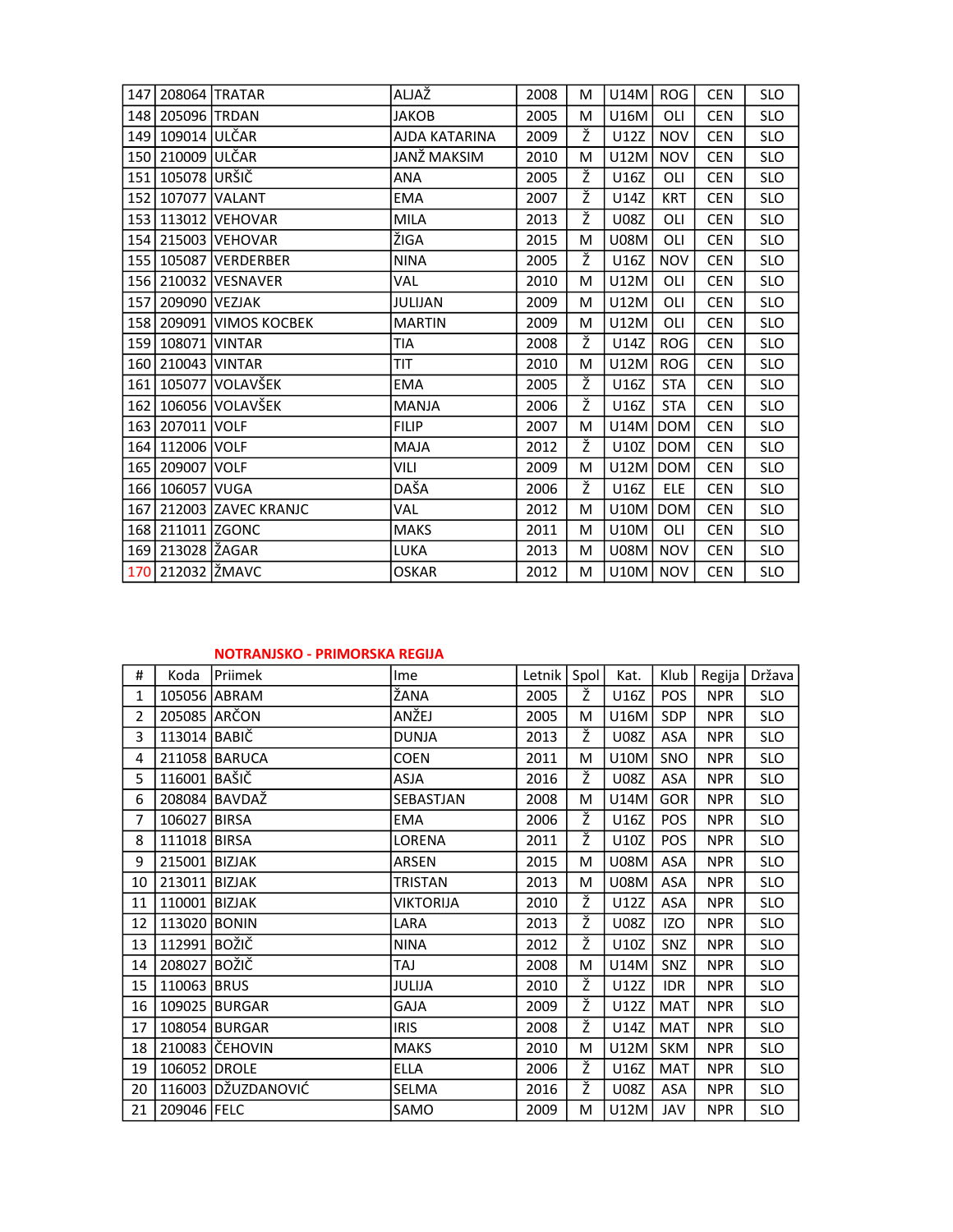| | | | | | | | | | |
|---|---|---|---|---|---|---|---|---|---|
| 147 | 208064 | TRATAR | ALJAŽ | 2008 | M | U14M | ROG | CEN | SLO |
| 148 | 205096 | TRDAN | JAKOB | 2005 | M | U16M | OLI | CEN | SLO |
| 149 | 109014 | ULČAR | AJDA KATARINA | 2009 | Ž | U12Z | NOV | CEN | SLO |
| 150 | 210009 | ULČAR | JANŽ MAKSIM | 2010 | M | U12M | NOV | CEN | SLO |
| 151 | 105078 | URŠIČ | ANA | 2005 | Ž | U16Z | OLI | CEN | SLO |
| 152 | 107077 | VALANT | EMA | 2007 | Ž | U14Z | KRT | CEN | SLO |
| 153 | 113012 | VEHOVAR | MILA | 2013 | Ž | U08Z | OLI | CEN | SLO |
| 154 | 215003 | VEHOVAR | ŽIGA | 2015 | M | U08M | OLI | CEN | SLO |
| 155 | 105087 | VERDERBER | NINA | 2005 | Ž | U16Z | NOV | CEN | SLO |
| 156 | 210032 | VESNAVER | VAL | 2010 | M | U12M | OLI | CEN | SLO |
| 157 | 209090 | VEZJAK | JULIJAN | 2009 | M | U12M | OLI | CEN | SLO |
| 158 | 209091 | VIMOS KOCBEK | MARTIN | 2009 | M | U12M | OLI | CEN | SLO |
| 159 | 108071 | VINTAR | TIA | 2008 | Ž | U14Z | ROG | CEN | SLO |
| 160 | 210043 | VINTAR | TIT | 2010 | M | U12M | ROG | CEN | SLO |
| 161 | 105077 | VOLAVŠEK | EMA | 2005 | Ž | U16Z | STA | CEN | SLO |
| 162 | 106056 | VOLAVŠEK | MANJA | 2006 | Ž | U16Z | STA | CEN | SLO |
| 163 | 207011 | VOLF | FILIP | 2007 | M | U14M | DOM | CEN | SLO |
| 164 | 112006 | VOLF | MAJA | 2012 | Ž | U10Z | DOM | CEN | SLO |
| 165 | 209007 | VOLF | VILI | 2009 | M | U12M | DOM | CEN | SLO |
| 166 | 106057 | VUGA | DAŠA | 2006 | Ž | U16Z | ELE | CEN | SLO |
| 167 | 212003 | ZAVEC KRANJC | VAL | 2012 | M | U10M | DOM | CEN | SLO |
| 168 | 211011 | ZGONC | MAKS | 2011 | M | U10M | OLI | CEN | SLO |
| 169 | 213028 | ŽAGAR | LUKA | 2013 | M | U08M | NOV | CEN | SLO |
| 170 | 212032 | ŽMAVC | OSKAR | 2012 | M | U10M | NOV | CEN | SLO |

**NOTRANJSKO - PRIMORSKA REGIJA**

| # | Koda | Priimek | Ime | Letnik | Spol | Kat. | Klub | Regija | Država |
|---|---|---|---|---|---|---|---|---|---|
| 1 | 105056 | ABRAM | ŽANA | 2005 | Ž | U16Z | POS | NPR | SLO |
| 2 | 205085 | ARČON | ANŽEJ | 2005 | M | U16M | SDP | NPR | SLO |
| 3 | 113014 | BABIČ | DUNJA | 2013 | Ž | U08Z | ASA | NPR | SLO |
| 4 | 211058 | BARUCA | COEN | 2011 | M | U10M | SNO | NPR | SLO |
| 5 | 116001 | BAŠIČ | ASJA | 2016 | Ž | U08Z | ASA | NPR | SLO |
| 6 | 208084 | BAVDAŽ | SEBASTJAN | 2008 | M | U14M | GOR | NPR | SLO |
| 7 | 106027 | BIRSA | EMA | 2006 | Ž | U16Z | POS | NPR | SLO |
| 8 | 111018 | BIRSA | LORENA | 2011 | Ž | U10Z | POS | NPR | SLO |
| 9 | 215001 | BIZJAK | ARSEN | 2015 | M | U08M | ASA | NPR | SLO |
| 10 | 213011 | BIZJAK | TRISTAN | 2013 | M | U08M | ASA | NPR | SLO |
| 11 | 110001 | BIZJAK | VIKTORIJA | 2010 | Ž | U12Z | ASA | NPR | SLO |
| 12 | 113020 | BONIN | LARA | 2013 | Ž | U08Z | IZO | NPR | SLO |
| 13 | 112991 | BOŽIČ | NINA | 2012 | Ž | U10Z | SNZ | NPR | SLO |
| 14 | 208027 | BOŽIČ | TAJ | 2008 | M | U14M | SNZ | NPR | SLO |
| 15 | 110063 | BRUS | JULIJA | 2010 | Ž | U12Z | IDR | NPR | SLO |
| 16 | 109025 | BURGAR | GAJA | 2009 | Ž | U12Z | MAT | NPR | SLO |
| 17 | 108054 | BURGAR | IRIS | 2008 | Ž | U14Z | MAT | NPR | SLO |
| 18 | 210083 | ČEHOVIN | MAKS | 2010 | M | U12M | SKM | NPR | SLO |
| 19 | 106052 | DROLE | ELLA | 2006 | Ž | U16Z | MAT | NPR | SLO |
| 20 | 116003 | DŽUZDANOVIĆ | SELMA | 2016 | Ž | U08Z | ASA | NPR | SLO |
| 21 | 209046 | FELC | SAMO | 2009 | M | U12M | JAV | NPR | SLO |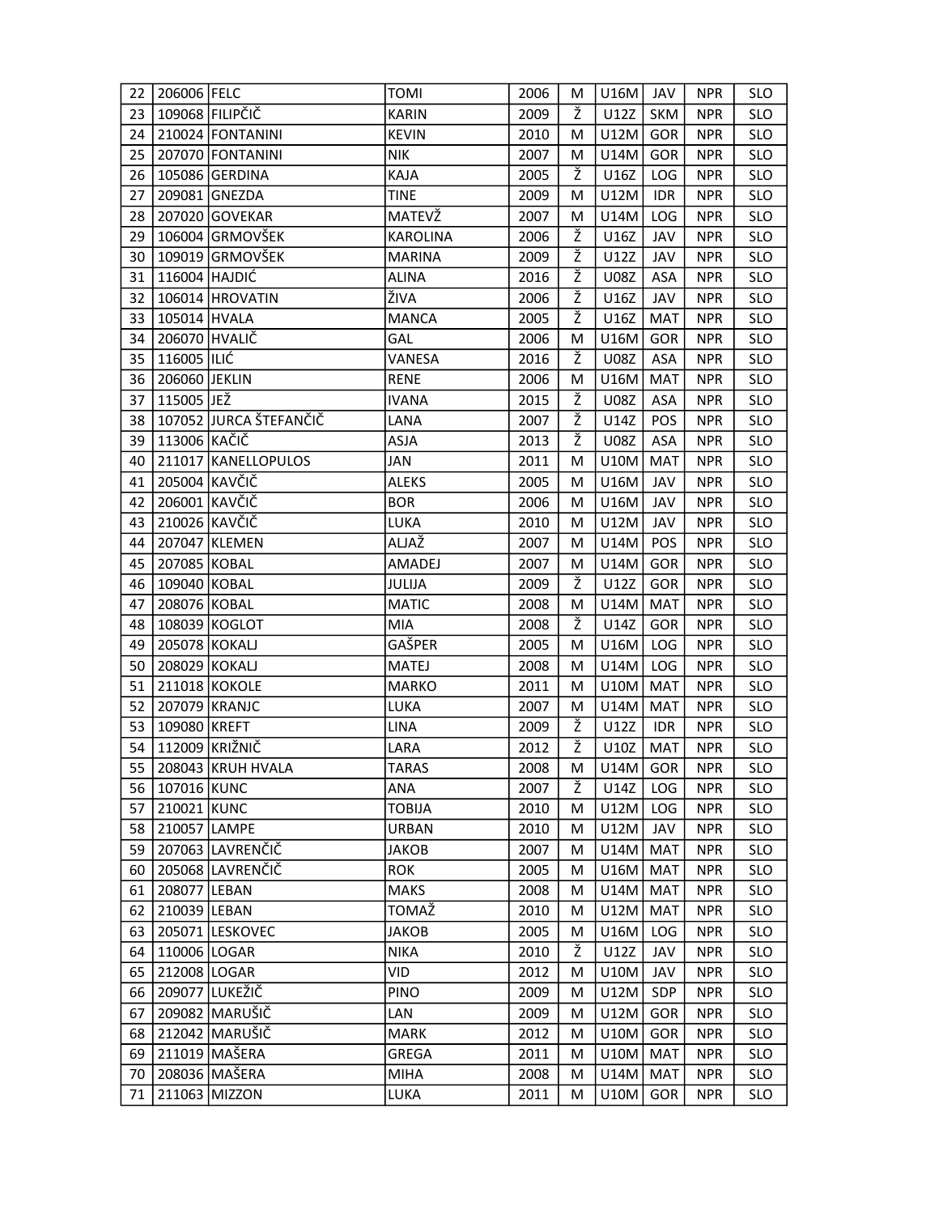| 22 | 206006 | FELC | TOMI | 2006 | M | U16M | JAV | NPR | SLO |
|---|---|---|---|---|---|---|---|---|---|
| 23 | 109068 | FILIPČIČ | KARIN | 2009 | Ž | U12Z | SKM | NPR | SLO |
| 24 | 210024 | FONTANINI | KEVIN | 2010 | M | U12M | GOR | NPR | SLO |
| 25 | 207070 | FONTANINI | NIK | 2007 | M | U14M | GOR | NPR | SLO |
| 26 | 105086 | GERDINA | KAJA | 2005 | Ž | U16Z | LOG | NPR | SLO |
| 27 | 209081 | GNEZDA | TINE | 2009 | M | U12M | IDR | NPR | SLO |
| 28 | 207020 | GOVEKAR | MATEVŽ | 2007 | M | U14M | LOG | NPR | SLO |
| 29 | 106004 | GRMOVŠEK | KAROLINA | 2006 | Ž | U16Z | JAV | NPR | SLO |
| 30 | 109019 | GRMOVŠEK | MARINA | 2009 | Ž | U12Z | JAV | NPR | SLO |
| 31 | 116004 | HAJDIĆ | ALINA | 2016 | Ž | U08Z | ASA | NPR | SLO |
| 32 | 106014 | HROVATIN | ŽIVA | 2006 | Ž | U16Z | JAV | NPR | SLO |
| 33 | 105014 | HVALA | MANCA | 2005 | Ž | U16Z | MAT | NPR | SLO |
| 34 | 206070 | HVALIČ | GAL | 2006 | M | U16M | GOR | NPR | SLO |
| 35 | 116005 | ILIĆ | VANESA | 2016 | Ž | U08Z | ASA | NPR | SLO |
| 36 | 206060 | JEKLIN | RENE | 2006 | M | U16M | MAT | NPR | SLO |
| 37 | 115005 | JEŽ | IVANA | 2015 | Ž | U08Z | ASA | NPR | SLO |
| 38 | 107052 | JURCA ŠTEFANČIČ | LANA | 2007 | Ž | U14Z | POS | NPR | SLO |
| 39 | 113006 | KAČIČ | ASJA | 2013 | Ž | U08Z | ASA | NPR | SLO |
| 40 | 211017 | KANELLOPULOS | JAN | 2011 | M | U10M | MAT | NPR | SLO |
| 41 | 205004 | KAVČIČ | ALEKS | 2005 | M | U16M | JAV | NPR | SLO |
| 42 | 206001 | KAVČIČ | BOR | 2006 | M | U16M | JAV | NPR | SLO |
| 43 | 210026 | KAVČIČ | LUKA | 2010 | M | U12M | JAV | NPR | SLO |
| 44 | 207047 | KLEMEN | ALJAŽ | 2007 | M | U14M | POS | NPR | SLO |
| 45 | 207085 | KOBAL | AMADEJ | 2007 | M | U14M | GOR | NPR | SLO |
| 46 | 109040 | KOBAL | JULIJA | 2009 | Ž | U12Z | GOR | NPR | SLO |
| 47 | 208076 | KOBAL | MATIC | 2008 | M | U14M | MAT | NPR | SLO |
| 48 | 108039 | KOGLOT | MIA | 2008 | Ž | U14Z | GOR | NPR | SLO |
| 49 | 205078 | KOKALJ | GAŠPER | 2005 | M | U16M | LOG | NPR | SLO |
| 50 | 208029 | KOKALJ | MATEJ | 2008 | M | U14M | LOG | NPR | SLO |
| 51 | 211018 | KOKOLE | MARKO | 2011 | M | U10M | MAT | NPR | SLO |
| 52 | 207079 | KRANJC | LUKA | 2007 | M | U14M | MAT | NPR | SLO |
| 53 | 109080 | KREFT | LINA | 2009 | Ž | U12Z | IDR | NPR | SLO |
| 54 | 112009 | KRIŽNIČ | LARA | 2012 | Ž | U10Z | MAT | NPR | SLO |
| 55 | 208043 | KRUH HVALA | TARAS | 2008 | M | U14M | GOR | NPR | SLO |
| 56 | 107016 | KUNC | ANA | 2007 | Ž | U14Z | LOG | NPR | SLO |
| 57 | 210021 | KUNC | TOBIJA | 2010 | M | U12M | LOG | NPR | SLO |
| 58 | 210057 | LAMPE | URBAN | 2010 | M | U12M | JAV | NPR | SLO |
| 59 | 207063 | LAVRENČIČ | JAKOB | 2007 | M | U14M | MAT | NPR | SLO |
| 60 | 205068 | LAVRENČIČ | ROK | 2005 | M | U16M | MAT | NPR | SLO |
| 61 | 208077 | LEBAN | MAKS | 2008 | M | U14M | MAT | NPR | SLO |
| 62 | 210039 | LEBAN | TOMAŽ | 2010 | M | U12M | MAT | NPR | SLO |
| 63 | 205071 | LESKOVEC | JAKOB | 2005 | M | U16M | LOG | NPR | SLO |
| 64 | 110006 | LOGAR | NIKA | 2010 | Ž | U12Z | JAV | NPR | SLO |
| 65 | 212008 | LOGAR | VID | 2012 | M | U10M | JAV | NPR | SLO |
| 66 | 209077 | LUKEŽIČ | PINO | 2009 | M | U12M | SDP | NPR | SLO |
| 67 | 209082 | MARUŠIČ | LAN | 2009 | M | U12M | GOR | NPR | SLO |
| 68 | 212042 | MARUŠIČ | MARK | 2012 | M | U10M | GOR | NPR | SLO |
| 69 | 211019 | MAŠERA | GREGA | 2011 | M | U10M | MAT | NPR | SLO |
| 70 | 208036 | MAŠERA | MIHA | 2008 | M | U14M | MAT | NPR | SLO |
| 71 | 211063 | MIZZON | LUKA | 2011 | M | U10M | GOR | NPR | SLO |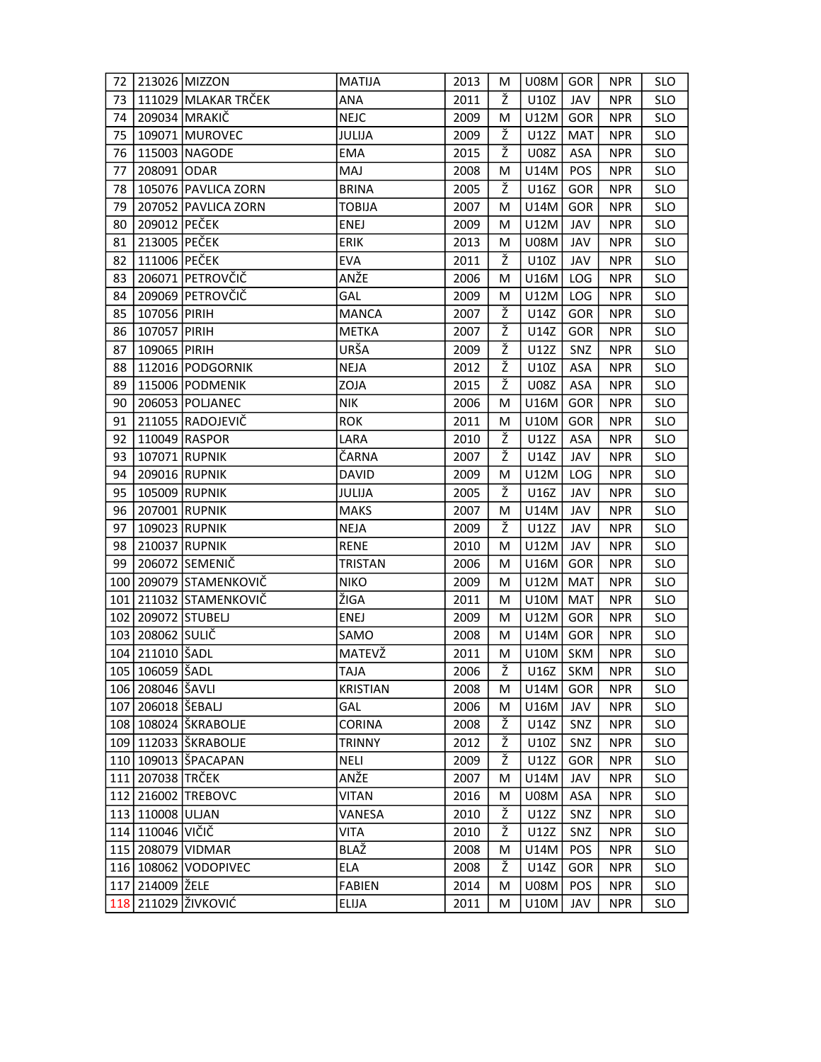| 72 | 213026 | MIZZON | MATIJA | 2013 | M | U08M | GOR | NPR | SLO |
|---|---|---|---|---|---|---|---|---|---|
| 73 | 111029 | MLAKAR TRČEK | ANA | 2011 | Ž | U10Z | JAV | NPR | SLO |
| 74 | 209034 | MRAKIČ | NEJC | 2009 | M | U12M | GOR | NPR | SLO |
| 75 | 109071 | MUROVEC | JULIJA | 2009 | Ž | U12Z | MAT | NPR | SLO |
| 76 | 115003 | NAGODE | EMA | 2015 | Ž | U08Z | ASA | NPR | SLO |
| 77 | 208091 | ODAR | MAJ | 2008 | M | U14M | POS | NPR | SLO |
| 78 | 105076 | PAVLICA ZORN | BRINA | 2005 | Ž | U16Z | GOR | NPR | SLO |
| 79 | 207052 | PAVLICA ZORN | TOBIJA | 2007 | M | U14M | GOR | NPR | SLO |
| 80 | 209012 | PEČEK | ENEJ | 2009 | M | U12M | JAV | NPR | SLO |
| 81 | 213005 | PEČEK | ERIK | 2013 | M | U08M | JAV | NPR | SLO |
| 82 | 111006 | PEČEK | EVA | 2011 | Ž | U10Z | JAV | NPR | SLO |
| 83 | 206071 | PETROVČIČ | ANŽE | 2006 | M | U16M | LOG | NPR | SLO |
| 84 | 209069 | PETROVČIČ | GAL | 2009 | M | U12M | LOG | NPR | SLO |
| 85 | 107056 | PIRIH | MANCA | 2007 | Ž | U14Z | GOR | NPR | SLO |
| 86 | 107057 | PIRIH | METKA | 2007 | Ž | U14Z | GOR | NPR | SLO |
| 87 | 109065 | PIRIH | URŠA | 2009 | Ž | U12Z | SNZ | NPR | SLO |
| 88 | 112016 | PODGORNIK | NEJA | 2012 | Ž | U10Z | ASA | NPR | SLO |
| 89 | 115006 | PODMENIK | ZOJA | 2015 | Ž | U08Z | ASA | NPR | SLO |
| 90 | 206053 | POLJANEC | NIK | 2006 | M | U16M | GOR | NPR | SLO |
| 91 | 211055 | RADOJEVIČ | ROK | 2011 | M | U10M | GOR | NPR | SLO |
| 92 | 110049 | RASPOR | LARA | 2010 | Ž | U12Z | ASA | NPR | SLO |
| 93 | 107071 | RUPNIK | ČARNA | 2007 | Ž | U14Z | JAV | NPR | SLO |
| 94 | 209016 | RUPNIK | DAVID | 2009 | M | U12M | LOG | NPR | SLO |
| 95 | 105009 | RUPNIK | JULIJA | 2005 | Ž | U16Z | JAV | NPR | SLO |
| 96 | 207001 | RUPNIK | MAKS | 2007 | M | U14M | JAV | NPR | SLO |
| 97 | 109023 | RUPNIK | NEJA | 2009 | Ž | U12Z | JAV | NPR | SLO |
| 98 | 210037 | RUPNIK | RENE | 2010 | M | U12M | JAV | NPR | SLO |
| 99 | 206072 | SEMENIČ | TRISTAN | 2006 | M | U16M | GOR | NPR | SLO |
| 100 | 209079 | STAMENKOVIČ | NIKO | 2009 | M | U12M | MAT | NPR | SLO |
| 101 | 211032 | STAMENKOVIČ | ŽIGA | 2011 | M | U10M | MAT | NPR | SLO |
| 102 | 209072 | STUBELJ | ENEJ | 2009 | M | U12M | GOR | NPR | SLO |
| 103 | 208062 | SULIČ | SAMO | 2008 | M | U14M | GOR | NPR | SLO |
| 104 | 211010 | ŠADL | MATEVŽ | 2011 | M | U10M | SKM | NPR | SLO |
| 105 | 106059 | ŠADL | TAJA | 2006 | Ž | U16Z | SKM | NPR | SLO |
| 106 | 208046 | ŠAVLI | KRISTIAN | 2008 | M | U14M | GOR | NPR | SLO |
| 107 | 206018 | ŠEBALJ | GAL | 2006 | M | U16M | JAV | NPR | SLO |
| 108 | 108024 | ŠKRABOLJE | CORINA | 2008 | Ž | U14Z | SNZ | NPR | SLO |
| 109 | 112033 | ŠKRABOLJE | TRINNY | 2012 | Ž | U10Z | SNZ | NPR | SLO |
| 110 | 109013 | ŠPACAPAN | NELI | 2009 | Ž | U12Z | GOR | NPR | SLO |
| 111 | 207038 | TRČEK | ANŽE | 2007 | M | U14M | JAV | NPR | SLO |
| 112 | 216002 | TREBOVC | VITAN | 2016 | M | U08M | ASA | NPR | SLO |
| 113 | 110008 | ULJAN | VANESA | 2010 | Ž | U12Z | SNZ | NPR | SLO |
| 114 | 110046 | VIČIČ | VITA | 2010 | Ž | U12Z | SNZ | NPR | SLO |
| 115 | 208079 | VIDMAR | BLAŽ | 2008 | M | U14M | POS | NPR | SLO |
| 116 | 108062 | VODOPIVEC | ELA | 2008 | Ž | U14Z | GOR | NPR | SLO |
| 117 | 214009 | ŽELE | FABIEN | 2014 | M | U08M | POS | NPR | SLO |
| 118 | 211029 | ŽIVKOVIĆ | ELIJA | 2011 | M | U10M | JAV | NPR | SLO |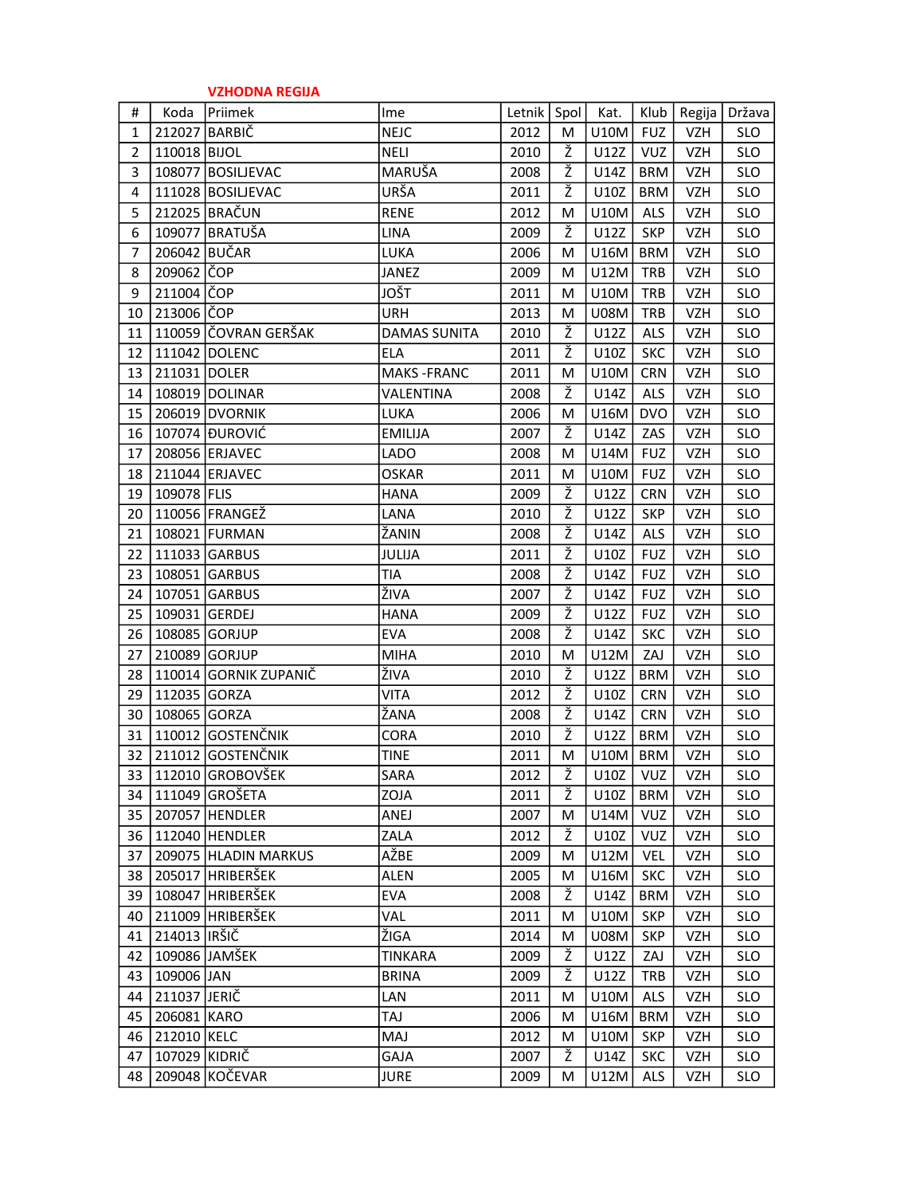**VZHODNA REGIJA**

| # | Koda | Priimek | Ime | Letnik | Spol | Kat. | Klub | Regija | Država |
|---|---|---|---|---|---|---|---|---|---|
| 1 | 212027 | BARBIČ | NEJC | 2012 | M | U10M | FUZ | VZH | SLO |
| 2 | 110018 | BIJOL | NELI | 2010 | Ž | U12Z | VUZ | VZH | SLO |
| 3 | 108077 | BOSILJEVAC | MARUŠA | 2008 | Ž | U14Z | BRM | VZH | SLO |
| 4 | 111028 | BOSILJEVAC | URŠA | 2011 | Ž | U10Z | BRM | VZH | SLO |
| 5 | 212025 | BRAČUN | RENE | 2012 | M | U10M | ALS | VZH | SLO |
| 6 | 109077 | BRATUŠA | LINA | 2009 | Ž | U12Z | SKP | VZH | SLO |
| 7 | 206042 | BUČAR | LUKA | 2006 | M | U16M | BRM | VZH | SLO |
| 8 | 209062 | ČOP | JANEZ | 2009 | M | U12M | TRB | VZH | SLO |
| 9 | 211004 | ČOP | JOŠT | 2011 | M | U10M | TRB | VZH | SLO |
| 10 | 213006 | ČOP | URH | 2013 | M | U08M | TRB | VZH | SLO |
| 11 | 110059 | ČOVRAN GERŠAK | DAMAS SUNITA | 2010 | Ž | U12Z | ALS | VZH | SLO |
| 12 | 111042 | DOLENC | ELA | 2011 | Ž | U10Z | SKC | VZH | SLO |
| 13 | 211031 | DOLER | MAKS -FRANC | 2011 | M | U10M | CRN | VZH | SLO |
| 14 | 108019 | DOLINAR | VALENTINA | 2008 | Ž | U14Z | ALS | VZH | SLO |
| 15 | 206019 | DVORNIK | LUKA | 2006 | M | U16M | DVO | VZH | SLO |
| 16 | 107074 | ĐUROVIĆ | EMILIJA | 2007 | Ž | U14Z | ZAS | VZH | SLO |
| 17 | 208056 | ERJAVEC | LADO | 2008 | M | U14M | FUZ | VZH | SLO |
| 18 | 211044 | ERJAVEC | OSKAR | 2011 | M | U10M | FUZ | VZH | SLO |
| 19 | 109078 | FLIS | HANA | 2009 | Ž | U12Z | CRN | VZH | SLO |
| 20 | 110056 | FRANGEŽ | LANA | 2010 | Ž | U12Z | SKP | VZH | SLO |
| 21 | 108021 | FURMAN | ŽANIN | 2008 | Ž | U14Z | ALS | VZH | SLO |
| 22 | 111033 | GARBUS | JULIJA | 2011 | Ž | U10Z | FUZ | VZH | SLO |
| 23 | 108051 | GARBUS | TIA | 2008 | Ž | U14Z | FUZ | VZH | SLO |
| 24 | 107051 | GARBUS | ŽIVA | 2007 | Ž | U14Z | FUZ | VZH | SLO |
| 25 | 109031 | GERDEJ | HANA | 2009 | Ž | U12Z | FUZ | VZH | SLO |
| 26 | 108085 | GORJUP | EVA | 2008 | Ž | U14Z | SKC | VZH | SLO |
| 27 | 210089 | GORJUP | MIHA | 2010 | M | U12M | ZAJ | VZH | SLO |
| 28 | 110014 | GORNIK ZUPANIČ | ŽIVA | 2010 | Ž | U12Z | BRM | VZH | SLO |
| 29 | 112035 | GORZA | VITA | 2012 | Ž | U10Z | CRN | VZH | SLO |
| 30 | 108065 | GORZA | ŽANA | 2008 | Ž | U14Z | CRN | VZH | SLO |
| 31 | 110012 | GOSTENČNIK | CORA | 2010 | Ž | U12Z | BRM | VZH | SLO |
| 32 | 211012 | GOSTENČNIK | TINE | 2011 | M | U10M | BRM | VZH | SLO |
| 33 | 112010 | GROBOVŠEK | SARA | 2012 | Ž | U10Z | VUZ | VZH | SLO |
| 34 | 111049 | GROŠETA | ZOJA | 2011 | Ž | U10Z | BRM | VZH | SLO |
| 35 | 207057 | HENDLER | ANEJ | 2007 | M | U14M | VUZ | VZH | SLO |
| 36 | 112040 | HENDLER | ZALA | 2012 | Ž | U10Z | VUZ | VZH | SLO |
| 37 | 209075 | HLADIN MARKUS | AŽBE | 2009 | M | U12M | VEL | VZH | SLO |
| 38 | 205017 | HRIBERŠEK | ALEN | 2005 | M | U16M | SKC | VZH | SLO |
| 39 | 108047 | HRIBERŠEK | EVA | 2008 | Ž | U14Z | BRM | VZH | SLO |
| 40 | 211009 | HRIBERŠEK | VAL | 2011 | M | U10M | SKP | VZH | SLO |
| 41 | 214013 | IRŠIČ | ŽIGA | 2014 | M | U08M | SKP | VZH | SLO |
| 42 | 109086 | JAMŠEK | TINKARA | 2009 | Ž | U12Z | ZAJ | VZH | SLO |
| 43 | 109006 | JAN | BRINA | 2009 | Ž | U12Z | TRB | VZH | SLO |
| 44 | 211037 | JERIČ | LAN | 2011 | M | U10M | ALS | VZH | SLO |
| 45 | 206081 | KARO | TAJ | 2006 | M | U16M | BRM | VZH | SLO |
| 46 | 212010 | KELC | MAJ | 2012 | M | U10M | SKP | VZH | SLO |
| 47 | 107029 | KIDRIČ | GAJA | 2007 | Ž | U14Z | SKC | VZH | SLO |
| 48 | 209048 | KOČEVAR | JURE | 2009 | M | U12M | ALS | VZH | SLO |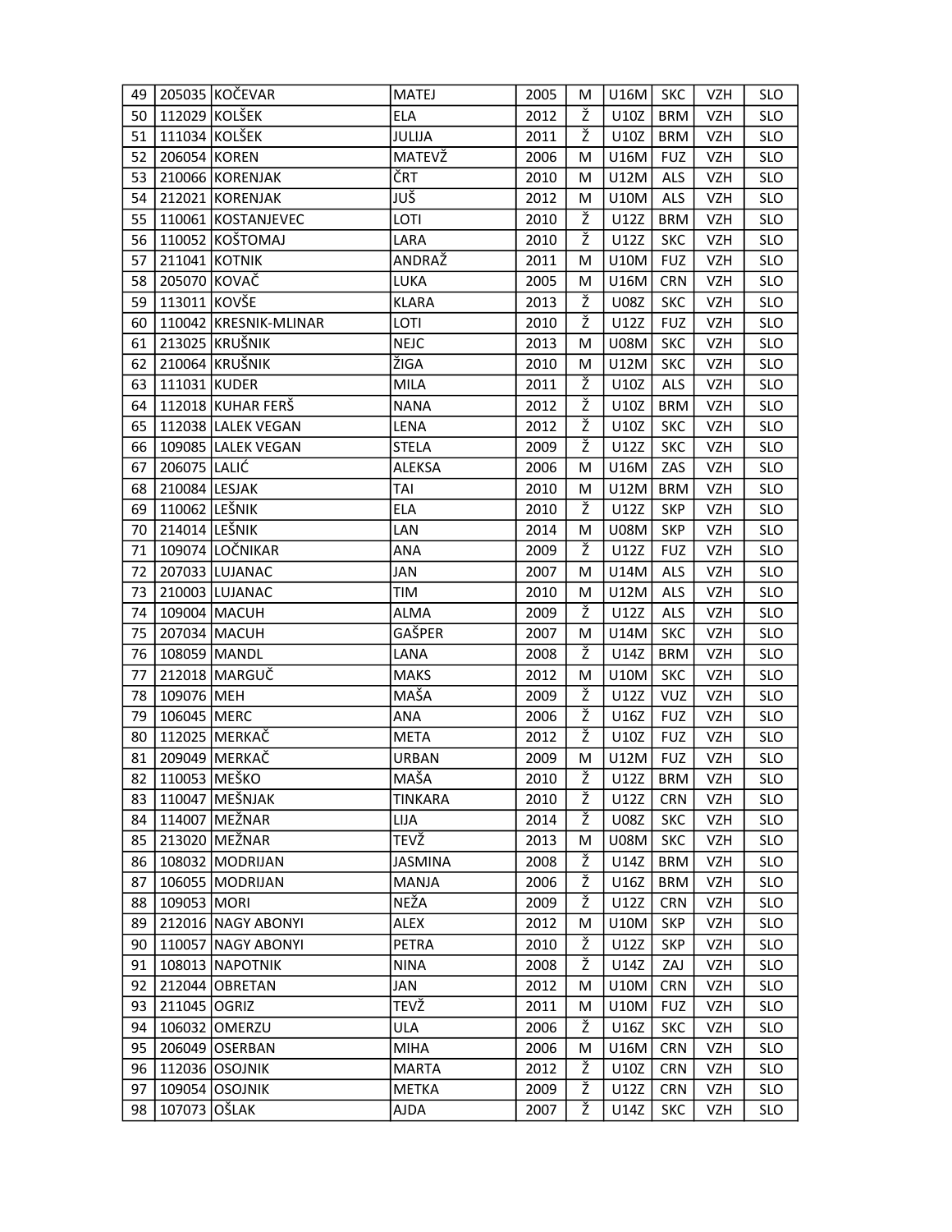| 49 | 205035 | KOČEVAR | MATEJ | 2005 | M | U16M | SKC | VZH | SLO |
|---|---|---|---|---|---|---|---|---|---|
| 50 | 112029 | KOLŠEK | ELA | 2012 | Ž | U10Z | BRM | VZH | SLO |
| 51 | 111034 | KOLŠEK | JULIJA | 2011 | Ž | U10Z | BRM | VZH | SLO |
| 52 | 206054 | KOREN | MATEVŽ | 2006 | M | U16M | FUZ | VZH | SLO |
| 53 | 210066 | KORENJAK | ČRT | 2010 | M | U12M | ALS | VZH | SLO |
| 54 | 212021 | KORENJAK | JUŠ | 2012 | M | U10M | ALS | VZH | SLO |
| 55 | 110061 | KOSTANJEVEC | LOTI | 2010 | Ž | U12Z | BRM | VZH | SLO |
| 56 | 110052 | KOŠTOMAJ | LARA | 2010 | Ž | U12Z | SKC | VZH | SLO |
| 57 | 211041 | KOTNIK | ANDRAŽ | 2011 | M | U10M | FUZ | VZH | SLO |
| 58 | 205070 | KOVAČ | LUKA | 2005 | M | U16M | CRN | VZH | SLO |
| 59 | 113011 | KOVŠE | KLARA | 2013 | Ž | U08Z | SKC | VZH | SLO |
| 60 | 110042 | KRESNIK-MLINAR | LOTI | 2010 | Ž | U12Z | FUZ | VZH | SLO |
| 61 | 213025 | KRUŠNIK | NEJC | 2013 | M | U08M | SKC | VZH | SLO |
| 62 | 210064 | KRUŠNIK | ŽIGA | 2010 | M | U12M | SKC | VZH | SLO |
| 63 | 111031 | KUDER | MILA | 2011 | Ž | U10Z | ALS | VZH | SLO |
| 64 | 112018 | KUHAR FERŠ | NANA | 2012 | Ž | U10Z | BRM | VZH | SLO |
| 65 | 112038 | LALEK VEGAN | LENA | 2012 | Ž | U10Z | SKC | VZH | SLO |
| 66 | 109085 | LALEK VEGAN | STELA | 2009 | Ž | U12Z | SKC | VZH | SLO |
| 67 | 206075 | LALIĆ | ALEKSA | 2006 | M | U16M | ZAS | VZH | SLO |
| 68 | 210084 | LESJAK | TAI | 2010 | M | U12M | BRM | VZH | SLO |
| 69 | 110062 | LEŠNIK | ELA | 2010 | Ž | U12Z | SKP | VZH | SLO |
| 70 | 214014 | LEŠNIK | LAN | 2014 | M | U08M | SKP | VZH | SLO |
| 71 | 109074 | LOČNIKAR | ANA | 2009 | Ž | U12Z | FUZ | VZH | SLO |
| 72 | 207033 | LUJANAC | JAN | 2007 | M | U14M | ALS | VZH | SLO |
| 73 | 210003 | LUJANAC | TIM | 2010 | M | U12M | ALS | VZH | SLO |
| 74 | 109004 | MACUH | ALMA | 2009 | Ž | U12Z | ALS | VZH | SLO |
| 75 | 207034 | MACUH | GAŠPER | 2007 | M | U14M | SKC | VZH | SLO |
| 76 | 108059 | MANDL | LANA | 2008 | Ž | U14Z | BRM | VZH | SLO |
| 77 | 212018 | MARGUČ | MAKS | 2012 | M | U10M | SKC | VZH | SLO |
| 78 | 109076 | MEH | MAŠA | 2009 | Ž | U12Z | VUZ | VZH | SLO |
| 79 | 106045 | MERC | ANA | 2006 | Ž | U16Z | FUZ | VZH | SLO |
| 80 | 112025 | MERKAČ | META | 2012 | Ž | U10Z | FUZ | VZH | SLO |
| 81 | 209049 | MERKAČ | URBAN | 2009 | M | U12M | FUZ | VZH | SLO |
| 82 | 110053 | MEŠKO | MAŠA | 2010 | Ž | U12Z | BRM | VZH | SLO |
| 83 | 110047 | MEŠNJAK | TINKARA | 2010 | Ž | U12Z | CRN | VZH | SLO |
| 84 | 114007 | MEŽNAR | LIJA | 2014 | Ž | U08Z | SKC | VZH | SLO |
| 85 | 213020 | MEŽNAR | TEVŽ | 2013 | M | U08M | SKC | VZH | SLO |
| 86 | 108032 | MODRIJAN | JASMINA | 2008 | Ž | U14Z | BRM | VZH | SLO |
| 87 | 106055 | MODRIJAN | MANJA | 2006 | Ž | U16Z | BRM | VZH | SLO |
| 88 | 109053 | MORI | NEŽA | 2009 | Ž | U12Z | CRN | VZH | SLO |
| 89 | 212016 | NAGY ABONYI | ALEX | 2012 | M | U10M | SKP | VZH | SLO |
| 90 | 110057 | NAGY ABONYI | PETRA | 2010 | Ž | U12Z | SKP | VZH | SLO |
| 91 | 108013 | NAPOTNIK | NINA | 2008 | Ž | U14Z | ZAJ | VZH | SLO |
| 92 | 212044 | OBRETAN | JAN | 2012 | M | U10M | CRN | VZH | SLO |
| 93 | 211045 | OGRIZ | TEVŽ | 2011 | M | U10M | FUZ | VZH | SLO |
| 94 | 106032 | OMERZU | ULA | 2006 | Ž | U16Z | SKC | VZH | SLO |
| 95 | 206049 | OSERBAN | MIHA | 2006 | M | U16M | CRN | VZH | SLO |
| 96 | 112036 | OSOJNIK | MARTA | 2012 | Ž | U10Z | CRN | VZH | SLO |
| 97 | 109054 | OSOJNIK | METKA | 2009 | Ž | U12Z | CRN | VZH | SLO |
| 98 | 107073 | OŠLAK | AJDA | 2007 | Ž | U14Z | SKC | VZH | SLO |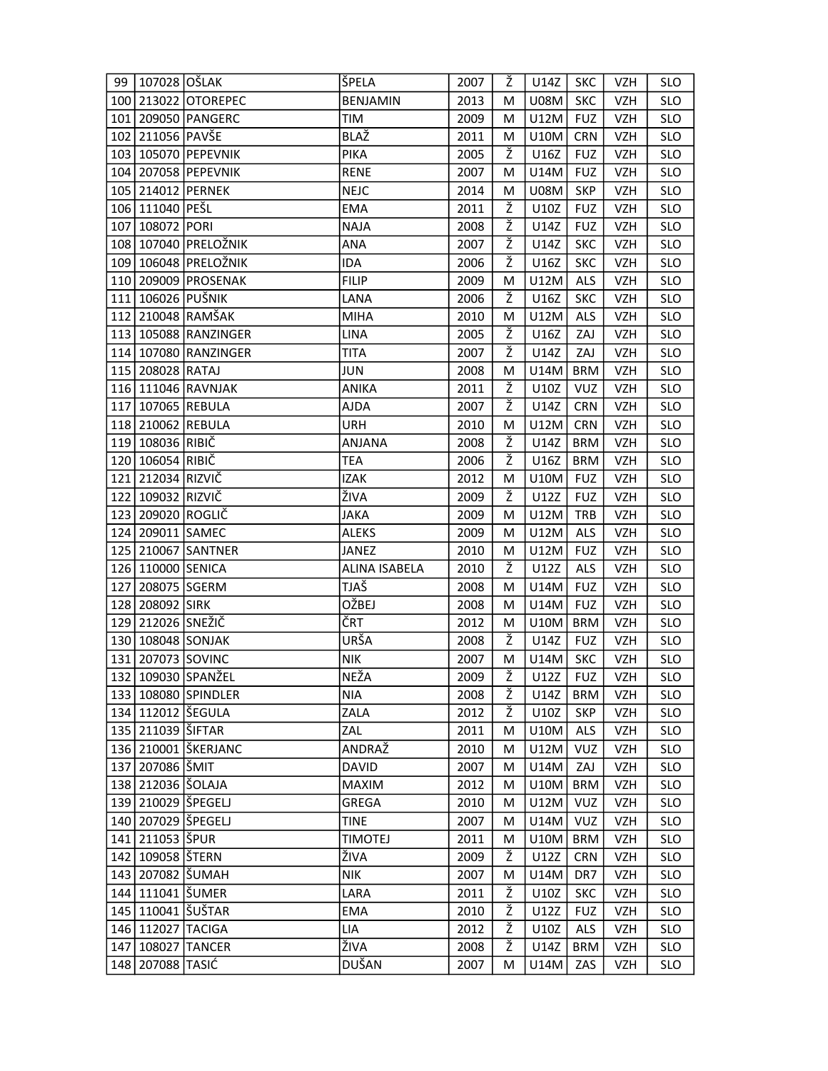| 99 | 107028 | OŠLAK | ŠPELA | 2007 | Ž | U14Z | SKC | VZH | SLO |
|---|---|---|---|---|---|---|---|---|---|
| 100 | 213022 | OTOREPEC | BENJAMIN | 2013 | M | U08M | SKC | VZH | SLO |
| 101 | 209050 | PANGERC | TIM | 2009 | M | U12M | FUZ | VZH | SLO |
| 102 | 211056 | PAVŠE | BLAŽ | 2011 | M | U10M | CRN | VZH | SLO |
| 103 | 105070 | PEPEVNIK | PIKA | 2005 | Ž | U16Z | FUZ | VZH | SLO |
| 104 | 207058 | PEPEVNIK | RENE | 2007 | M | U14M | FUZ | VZH | SLO |
| 105 | 214012 | PERNEK | NEJC | 2014 | M | U08M | SKP | VZH | SLO |
| 106 | 111040 | PEŠL | EMA | 2011 | Ž | U10Z | FUZ | VZH | SLO |
| 107 | 108072 | PORI | NAJA | 2008 | Ž | U14Z | FUZ | VZH | SLO |
| 108 | 107040 | PRELOŽNIK | ANA | 2007 | Ž | U14Z | SKC | VZH | SLO |
| 109 | 106048 | PRELOŽNIK | IDA | 2006 | Ž | U16Z | SKC | VZH | SLO |
| 110 | 209009 | PROSENAK | FILIP | 2009 | M | U12M | ALS | VZH | SLO |
| 111 | 106026 | PUŠNIK | LANA | 2006 | Ž | U16Z | SKC | VZH | SLO |
| 112 | 210048 | RAMŠAK | MIHA | 2010 | M | U12M | ALS | VZH | SLO |
| 113 | 105088 | RANZINGER | LINA | 2005 | Ž | U16Z | ZAJ | VZH | SLO |
| 114 | 107080 | RANZINGER | TITA | 2007 | Ž | U14Z | ZAJ | VZH | SLO |
| 115 | 208028 | RATAJ | JUN | 2008 | M | U14M | BRM | VZH | SLO |
| 116 | 111046 | RAVNJAK | ANIKA | 2011 | Ž | U10Z | VUZ | VZH | SLO |
| 117 | 107065 | REBULA | AJDA | 2007 | Ž | U14Z | CRN | VZH | SLO |
| 118 | 210062 | REBULA | URH | 2010 | M | U12M | CRN | VZH | SLO |
| 119 | 108036 | RIBIČ | ANJANA | 2008 | Ž | U14Z | BRM | VZH | SLO |
| 120 | 106054 | RIBIČ | TEA | 2006 | Ž | U16Z | BRM | VZH | SLO |
| 121 | 212034 | RIZVIČ | IZAK | 2012 | M | U10M | FUZ | VZH | SLO |
| 122 | 109032 | RIZVIČ | ŽIVA | 2009 | Ž | U12Z | FUZ | VZH | SLO |
| 123 | 209020 | ROGLIČ | JAKA | 2009 | M | U12M | TRB | VZH | SLO |
| 124 | 209011 | SAMEC | ALEKS | 2009 | M | U12M | ALS | VZH | SLO |
| 125 | 210067 | SANTNER | JANEZ | 2010 | M | U12M | FUZ | VZH | SLO |
| 126 | 110000 | SENICA | ALINA ISABELA | 2010 | Ž | U12Z | ALS | VZH | SLO |
| 127 | 208075 | SGERM | TJAŠ | 2008 | M | U14M | FUZ | VZH | SLO |
| 128 | 208092 | SIRK | OŽBEJ | 2008 | M | U14M | FUZ | VZH | SLO |
| 129 | 212026 | SNEŽIČ | ČRT | 2012 | M | U10M | BRM | VZH | SLO |
| 130 | 108048 | SONJAK | URŠA | 2008 | Ž | U14Z | FUZ | VZH | SLO |
| 131 | 207073 | SOVINC | NIK | 2007 | M | U14M | SKC | VZH | SLO |
| 132 | 109030 | SPANŽEL | NEŽA | 2009 | Ž | U12Z | FUZ | VZH | SLO |
| 133 | 108080 | SPINDLER | NIA | 2008 | Ž | U14Z | BRM | VZH | SLO |
| 134 | 112012 | ŠEGULA | ZALA | 2012 | Ž | U10Z | SKP | VZH | SLO |
| 135 | 211039 | ŠIFTAR | ZAL | 2011 | M | U10M | ALS | VZH | SLO |
| 136 | 210001 | ŠKERJANC | ANDRAŽ | 2010 | M | U12M | VUZ | VZH | SLO |
| 137 | 207086 | ŠMIT | DAVID | 2007 | M | U14M | ZAJ | VZH | SLO |
| 138 | 212036 | ŠOLAJA | MAXIM | 2012 | M | U10M | BRM | VZH | SLO |
| 139 | 210029 | ŠPEGELJ | GREGA | 2010 | M | U12M | VUZ | VZH | SLO |
| 140 | 207029 | ŠPEGELJ | TINE | 2007 | M | U14M | VUZ | VZH | SLO |
| 141 | 211053 | ŠPUR | TIMOTEJ | 2011 | M | U10M | BRM | VZH | SLO |
| 142 | 109058 | ŠTERN | ŽIVA | 2009 | Ž | U12Z | CRN | VZH | SLO |
| 143 | 207082 | ŠUMAH | NIK | 2007 | M | U14M | DR7 | VZH | SLO |
| 144 | 111041 | ŠUMER | LARA | 2011 | Ž | U10Z | SKC | VZH | SLO |
| 145 | 110041 | ŠUŠTAR | EMA | 2010 | Ž | U12Z | FUZ | VZH | SLO |
| 146 | 112027 | TACIGA | LIA | 2012 | Ž | U10Z | ALS | VZH | SLO |
| 147 | 108027 | TANCER | ŽIVA | 2008 | Ž | U14Z | BRM | VZH | SLO |
| 148 | 207088 | TASIĆ | DUŠAN | 2007 | M | U14M | ZAS | VZH | SLO |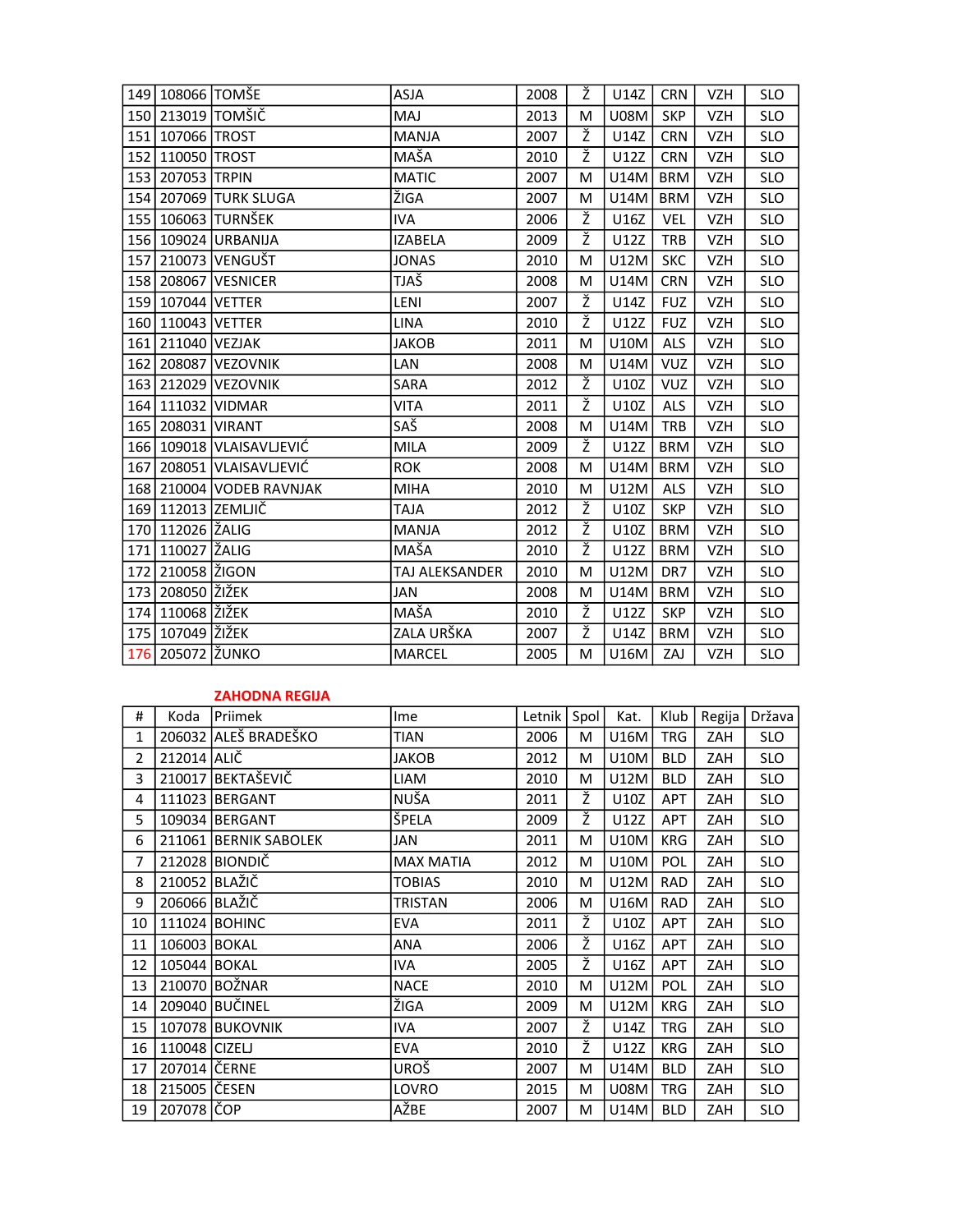| | | | | | | | | | |
|---|---|---|---|---|---|---|---|---|---|
| 149 | 108066 | TOMŠE | ASJA | 2008 | Ž | U14Z | CRN | VZH | SLO |
| 150 | 213019 | TOMŠIČ | MAJ | 2013 | M | U08M | SKP | VZH | SLO |
| 151 | 107066 | TROST | MANJA | 2007 | Ž | U14Z | CRN | VZH | SLO |
| 152 | 110050 | TROST | MAŠA | 2010 | Ž | U12Z | CRN | VZH | SLO |
| 153 | 207053 | TRPIN | MATIC | 2007 | M | U14M | BRM | VZH | SLO |
| 154 | 207069 | TURK SLUGA | ŽIGA | 2007 | M | U14M | BRM | VZH | SLO |
| 155 | 106063 | TURNŠEK | IVA | 2006 | Ž | U16Z | VEL | VZH | SLO |
| 156 | 109024 | URBANIJA | IZABELA | 2009 | Ž | U12Z | TRB | VZH | SLO |
| 157 | 210073 | VENGUŠT | JONAS | 2010 | M | U12M | SKC | VZH | SLO |
| 158 | 208067 | VESNICER | TJAŠ | 2008 | M | U14M | CRN | VZH | SLO |
| 159 | 107044 | VETTER | LENI | 2007 | Ž | U14Z | FUZ | VZH | SLO |
| 160 | 110043 | VETTER | LINA | 2010 | Ž | U12Z | FUZ | VZH | SLO |
| 161 | 211040 | VEZJAK | JAKOB | 2011 | M | U10M | ALS | VZH | SLO |
| 162 | 208087 | VEZOVNIK | LAN | 2008 | M | U14M | VUZ | VZH | SLO |
| 163 | 212029 | VEZOVNIK | SARA | 2012 | Ž | U10Z | VUZ | VZH | SLO |
| 164 | 111032 | VIDMAR | VITA | 2011 | Ž | U10Z | ALS | VZH | SLO |
| 165 | 208031 | VIRANT | SAŠ | 2008 | M | U14M | TRB | VZH | SLO |
| 166 | 109018 | VLAISAVLJEVIĆ | MILA | 2009 | Ž | U12Z | BRM | VZH | SLO |
| 167 | 208051 | VLAISAVLJEVIĆ | ROK | 2008 | M | U14M | BRM | VZH | SLO |
| 168 | 210004 | VODEB RAVNJAK | MIHA | 2010 | M | U12M | ALS | VZH | SLO |
| 169 | 112013 | ZEMLJIČ | TAJA | 2012 | Ž | U10Z | SKP | VZH | SLO |
| 170 | 112026 | ŽALIG | MANJA | 2012 | Ž | U10Z | BRM | VZH | SLO |
| 171 | 110027 | ŽALIG | MAŠA | 2010 | Ž | U12Z | BRM | VZH | SLO |
| 172 | 210058 | ŽIGON | TAJ ALEKSANDER | 2010 | M | U12M | DR7 | VZH | SLO |
| 173 | 208050 | ŽIŽEK | JAN | 2008 | M | U14M | BRM | VZH | SLO |
| 174 | 110068 | ŽIŽEK | MAŠA | 2010 | Ž | U12Z | SKP | VZH | SLO |
| 175 | 107049 | ŽIŽEK | ZALA URŠKA | 2007 | Ž | U14Z | BRM | VZH | SLO |
| 176 | 205072 | ŽUNKO | MARCEL | 2005 | M | U16M | ZAJ | VZH | SLO |

## ZAHODNA REGIJA

| # | Koda | Priimek | Ime | Letnik | Spol | Kat. | Klub | Regija | Država |
|---|---|---|---|---|---|---|---|---|---|
| 1 | 206032 | ALEŠ BRADEŠKO | TIAN | 2006 | M | U16M | TRG | ZAH | SLO |
| 2 | 212014 | ALIČ | JAKOB | 2012 | M | U10M | BLD | ZAH | SLO |
| 3 | 210017 | BEKTAŠEVIČ | LIAM | 2010 | M | U12M | BLD | ZAH | SLO |
| 4 | 111023 | BERGANT | NUŠA | 2011 | Ž | U10Z | APT | ZAH | SLO |
| 5 | 109034 | BERGANT | ŠPELA | 2009 | Ž | U12Z | APT | ZAH | SLO |
| 6 | 211061 | BERNIK SABOLEK | JAN | 2011 | M | U10M | KRG | ZAH | SLO |
| 7 | 212028 | BIONDIČ | MAX MATIA | 2012 | M | U10M | POL | ZAH | SLO |
| 8 | 210052 | BLAŽIČ | TOBIAS | 2010 | M | U12M | RAD | ZAH | SLO |
| 9 | 206066 | BLAŽIČ | TRISTAN | 2006 | M | U16M | RAD | ZAH | SLO |
| 10 | 111024 | BOHINC | EVA | 2011 | Ž | U10Z | APT | ZAH | SLO |
| 11 | 106003 | BOKAL | ANA | 2006 | Ž | U16Z | APT | ZAH | SLO |
| 12 | 105044 | BOKAL | IVA | 2005 | Ž | U16Z | APT | ZAH | SLO |
| 13 | 210070 | BOŽNAR | NACE | 2010 | M | U12M | POL | ZAH | SLO |
| 14 | 209040 | BUČINEL | ŽIGA | 2009 | M | U12M | KRG | ZAH | SLO |
| 15 | 107078 | BUKOVNIK | IVA | 2007 | Ž | U14Z | TRG | ZAH | SLO |
| 16 | 110048 | CIZELJ | EVA | 2010 | Ž | U12Z | KRG | ZAH | SLO |
| 17 | 207014 | ČERNE | UROŠ | 2007 | M | U14M | BLD | ZAH | SLO |
| 18 | 215005 | ČESEN | LOVRO | 2015 | M | U08M | TRG | ZAH | SLO |
| 19 | 207078 | ČOP | AŽBE | 2007 | M | U14M | BLD | ZAH | SLO |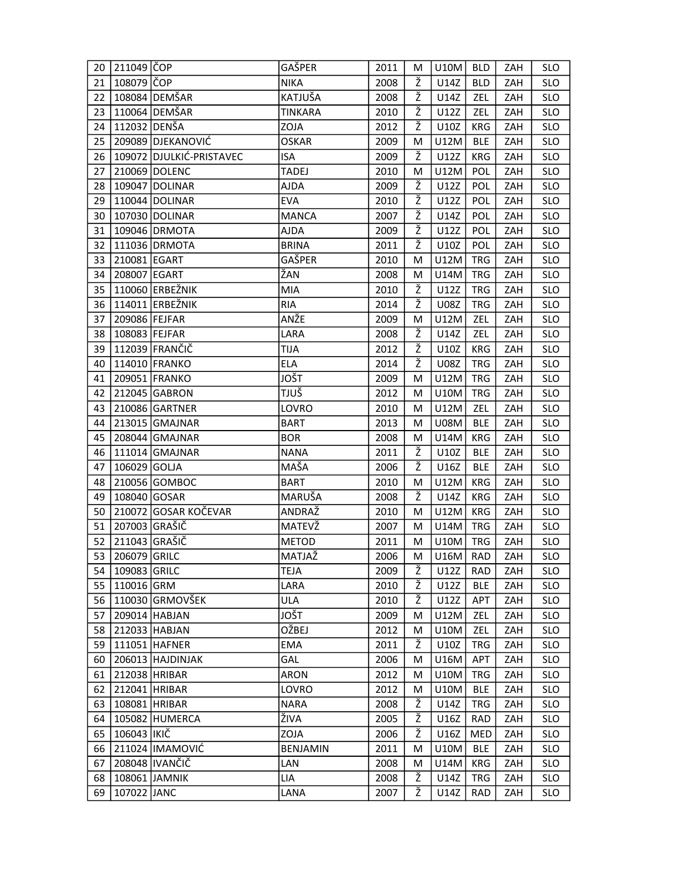| | | | | | | | | | |
|---|---|---|---|---|---|---|---|---|---|
| 20 | 211049 | ČOP | GAŠPER | 2011 | M | U10M | BLD | ZAH | SLO |
| 21 | 108079 | ČOP | NIKA | 2008 | Ž | U14Z | BLD | ZAH | SLO |
| 22 | 108084 | DEMŠAR | KATJUŠA | 2008 | Ž | U14Z | ZEL | ZAH | SLO |
| 23 | 110064 | DEMŠAR | TINKARA | 2010 | Ž | U12Z | ZEL | ZAH | SLO |
| 24 | 112032 | DENŠA | ZOJA | 2012 | Ž | U10Z | KRG | ZAH | SLO |
| 25 | 209089 | DJEKANOVIĆ | OSKAR | 2009 | M | U12M | BLE | ZAH | SLO |
| 26 | 109072 | DJULKIĆ-PRISTAVEC | ISA | 2009 | Ž | U12Z | KRG | ZAH | SLO |
| 27 | 210069 | DOLENC | TADEJ | 2010 | M | U12M | POL | ZAH | SLO |
| 28 | 109047 | DOLINAR | AJDA | 2009 | Ž | U12Z | POL | ZAH | SLO |
| 29 | 110044 | DOLINAR | EVA | 2010 | Ž | U12Z | POL | ZAH | SLO |
| 30 | 107030 | DOLINAR | MANCA | 2007 | Ž | U14Z | POL | ZAH | SLO |
| 31 | 109046 | DRMOTA | AJDA | 2009 | Ž | U12Z | POL | ZAH | SLO |
| 32 | 111036 | DRMOTA | BRINA | 2011 | Ž | U10Z | POL | ZAH | SLO |
| 33 | 210081 | EGART | GAŠPER | 2010 | M | U12M | TRG | ZAH | SLO |
| 34 | 208007 | EGART | ŽAN | 2008 | M | U14M | TRG | ZAH | SLO |
| 35 | 110060 | ERBEŽNIK | MIA | 2010 | Ž | U12Z | TRG | ZAH | SLO |
| 36 | 114011 | ERBEŽNIK | RIA | 2014 | Ž | U08Z | TRG | ZAH | SLO |
| 37 | 209086 | FEJFAR | ANŽE | 2009 | M | U12M | ZEL | ZAH | SLO |
| 38 | 108083 | FEJFAR | LARA | 2008 | Ž | U14Z | ZEL | ZAH | SLO |
| 39 | 112039 | FRANČIČ | TIJA | 2012 | Ž | U10Z | KRG | ZAH | SLO |
| 40 | 114010 | FRANKO | ELA | 2014 | Ž | U08Z | TRG | ZAH | SLO |
| 41 | 209051 | FRANKO | JOŠT | 2009 | M | U12M | TRG | ZAH | SLO |
| 42 | 212045 | GABRON | TJUŠ | 2012 | M | U10M | TRG | ZAH | SLO |
| 43 | 210086 | GARTNER | LOVRO | 2010 | M | U12M | ZEL | ZAH | SLO |
| 44 | 213015 | GMAJNAR | BART | 2013 | M | U08M | BLE | ZAH | SLO |
| 45 | 208044 | GMAJNAR | BOR | 2008 | M | U14M | KRG | ZAH | SLO |
| 46 | 111014 | GMAJNAR | NANA | 2011 | Ž | U10Z | BLE | ZAH | SLO |
| 47 | 106029 | GOLJA | MAŠA | 2006 | Ž | U16Z | BLE | ZAH | SLO |
| 48 | 210056 | GOMBOC | BART | 2010 | M | U12M | KRG | ZAH | SLO |
| 49 | 108040 | GOSAR | MARUŠA | 2008 | Ž | U14Z | KRG | ZAH | SLO |
| 50 | 210072 | GOSAR KOČEVAR | ANDRAŽ | 2010 | M | U12M | KRG | ZAH | SLO |
| 51 | 207003 | GRAŠIČ | MATEVŽ | 2007 | M | U14M | TRG | ZAH | SLO |
| 52 | 211043 | GRAŠIČ | METOD | 2011 | M | U10M | TRG | ZAH | SLO |
| 53 | 206079 | GRILC | MATJAŽ | 2006 | M | U16M | RAD | ZAH | SLO |
| 54 | 109083 | GRILC | TEJA | 2009 | Ž | U12Z | RAD | ZAH | SLO |
| 55 | 110016 | GRM | LARA | 2010 | Ž | U12Z | BLE | ZAH | SLO |
| 56 | 110030 | GRMOVŠEK | ULA | 2010 | Ž | U12Z | APT | ZAH | SLO |
| 57 | 209014 | HABJAN | JOŠT | 2009 | M | U12M | ZEL | ZAH | SLO |
| 58 | 212033 | HABJAN | OŽBEJ | 2012 | M | U10M | ZEL | ZAH | SLO |
| 59 | 111051 | HAFNER | EMA | 2011 | Ž | U10Z | TRG | ZAH | SLO |
| 60 | 206013 | HAJDINJAK | GAL | 2006 | M | U16M | APT | ZAH | SLO |
| 61 | 212038 | HRIBAR | ARON | 2012 | M | U10M | TRG | ZAH | SLO |
| 62 | 212041 | HRIBAR | LOVRO | 2012 | M | U10M | BLE | ZAH | SLO |
| 63 | 108081 | HRIBAR | NARA | 2008 | Ž | U14Z | TRG | ZAH | SLO |
| 64 | 105082 | HUMERCA | ŽIVA | 2005 | Ž | U16Z | RAD | ZAH | SLO |
| 65 | 106043 | IKIČ | ZOJA | 2006 | Ž | U16Z | MED | ZAH | SLO |
| 66 | 211024 | IMAMOVIĆ | BENJAMIN | 2011 | M | U10M | BLE | ZAH | SLO |
| 67 | 208048 | IVANČIČ | LAN | 2008 | M | U14M | KRG | ZAH | SLO |
| 68 | 108061 | JAMNIK | LIA | 2008 | Ž | U14Z | TRG | ZAH | SLO |
| 69 | 107022 | JANC | LANA | 2007 | Ž | U14Z | RAD | ZAH | SLO |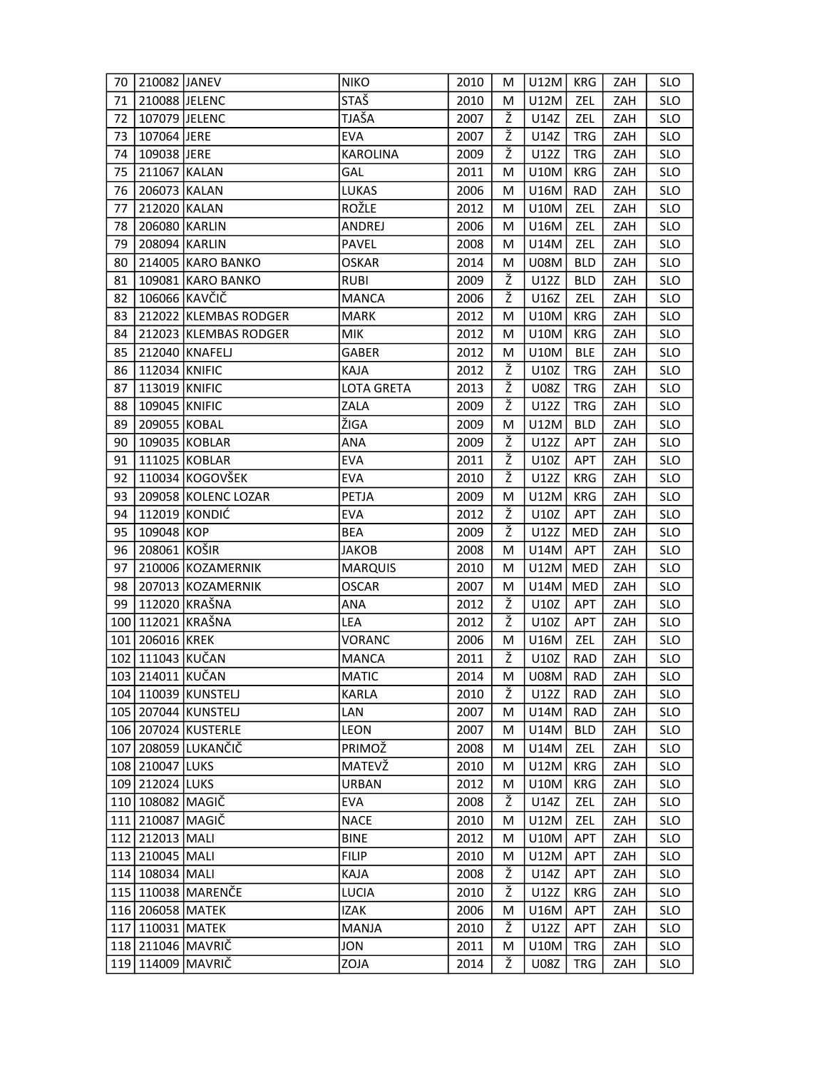| 70 | 210082 | JANEV | NIKO | 2010 | M | U12M | KRG | ZAH | SLO |
|---|---|---|---|---|---|---|---|---|---|
| 71 | 210088 | JELENC | STAŠ | 2010 | M | U12M | ZEL | ZAH | SLO |
| 72 | 107079 | JELENC | TJAŠA | 2007 | Ž | U14Z | ZEL | ZAH | SLO |
| 73 | 107064 | JERE | EVA | 2007 | Ž | U14Z | TRG | ZAH | SLO |
| 74 | 109038 | JERE | KAROLINA | 2009 | Ž | U12Z | TRG | ZAH | SLO |
| 75 | 211067 | KALAN | GAL | 2011 | M | U10M | KRG | ZAH | SLO |
| 76 | 206073 | KALAN | LUKAS | 2006 | M | U16M | RAD | ZAH | SLO |
| 77 | 212020 | KALAN | ROŽLE | 2012 | M | U10M | ZEL | ZAH | SLO |
| 78 | 206080 | KARLIN | ANDREJ | 2006 | M | U16M | ZEL | ZAH | SLO |
| 79 | 208094 | KARLIN | PAVEL | 2008 | M | U14M | ZEL | ZAH | SLO |
| 80 | 214005 | KARO BANKO | OSKAR | 2014 | M | U08M | BLD | ZAH | SLO |
| 81 | 109081 | KARO BANKO | RUBI | 2009 | Ž | U12Z | BLD | ZAH | SLO |
| 82 | 106066 | KAVČIČ | MANCA | 2006 | Ž | U16Z | ZEL | ZAH | SLO |
| 83 | 212022 | KLEMBAS RODGER | MARK | 2012 | M | U10M | KRG | ZAH | SLO |
| 84 | 212023 | KLEMBAS RODGER | MIK | 2012 | M | U10M | KRG | ZAH | SLO |
| 85 | 212040 | KNAFELJ | GABER | 2012 | M | U10M | BLE | ZAH | SLO |
| 86 | 112034 | KNIFIC | KAJA | 2012 | Ž | U10Z | TRG | ZAH | SLO |
| 87 | 113019 | KNIFIC | LOTA GRETA | 2013 | Ž | U08Z | TRG | ZAH | SLO |
| 88 | 109045 | KNIFIC | ZALA | 2009 | Ž | U12Z | TRG | ZAH | SLO |
| 89 | 209055 | KOBAL | ŽIGA | 2009 | M | U12M | BLD | ZAH | SLO |
| 90 | 109035 | KOBLAR | ANA | 2009 | Ž | U12Z | APT | ZAH | SLO |
| 91 | 111025 | KOBLAR | EVA | 2011 | Ž | U10Z | APT | ZAH | SLO |
| 92 | 110034 | KOGOVŠEK | EVA | 2010 | Ž | U12Z | KRG | ZAH | SLO |
| 93 | 209058 | KOLENC LOZAR | PETJA | 2009 | M | U12M | KRG | ZAH | SLO |
| 94 | 112019 | KONDIĆ | EVA | 2012 | Ž | U10Z | APT | ZAH | SLO |
| 95 | 109048 | KOP | BEA | 2009 | Ž | U12Z | MED | ZAH | SLO |
| 96 | 208061 | KOŠIR | JAKOB | 2008 | M | U14M | APT | ZAH | SLO |
| 97 | 210006 | KOZAMERNIK | MARQUIS | 2010 | M | U12M | MED | ZAH | SLO |
| 98 | 207013 | KOZAMERNIK | OSCAR | 2007 | M | U14M | MED | ZAH | SLO |
| 99 | 112020 | KRAŠNA | ANA | 2012 | Ž | U10Z | APT | ZAH | SLO |
| 100 | 112021 | KRAŠNA | LEA | 2012 | Ž | U10Z | APT | ZAH | SLO |
| 101 | 206016 | KREK | VORANC | 2006 | M | U16M | ZEL | ZAH | SLO |
| 102 | 111043 | KUČAN | MANCA | 2011 | Ž | U10Z | RAD | ZAH | SLO |
| 103 | 214011 | KUČAN | MATIC | 2014 | M | U08M | RAD | ZAH | SLO |
| 104 | 110039 | KUNSTELJ | KARLA | 2010 | Ž | U12Z | RAD | ZAH | SLO |
| 105 | 207044 | KUNSTELJ | LAN | 2007 | M | U14M | RAD | ZAH | SLO |
| 106 | 207024 | KUSTERLE | LEON | 2007 | M | U14M | BLD | ZAH | SLO |
| 107 | 208059 | LUKANČIČ | PRIMOŽ | 2008 | M | U14M | ZEL | ZAH | SLO |
| 108 | 210047 | LUKS | MATEVŽ | 2010 | M | U12M | KRG | ZAH | SLO |
| 109 | 212024 | LUKS | URBAN | 2012 | M | U10M | KRG | ZAH | SLO |
| 110 | 108082 | MAGIČ | EVA | 2008 | Ž | U14Z | ZEL | ZAH | SLO |
| 111 | 210087 | MAGIČ | NACE | 2010 | M | U12M | ZEL | ZAH | SLO |
| 112 | 212013 | MALI | BINE | 2012 | M | U10M | APT | ZAH | SLO |
| 113 | 210045 | MALI | FILIP | 2010 | M | U12M | APT | ZAH | SLO |
| 114 | 108034 | MALI | KAJA | 2008 | Ž | U14Z | APT | ZAH | SLO |
| 115 | 110038 | MARENČE | LUCIA | 2010 | Ž | U12Z | KRG | ZAH | SLO |
| 116 | 206058 | MATEK | IZAK | 2006 | M | U16M | APT | ZAH | SLO |
| 117 | 110031 | MATEK | MANJA | 2010 | Ž | U12Z | APT | ZAH | SLO |
| 118 | 211046 | MAVRIČ | JON | 2011 | M | U10M | TRG | ZAH | SLO |
| 119 | 114009 | MAVRIČ | ZOJA | 2014 | Ž | U08Z | TRG | ZAH | SLO |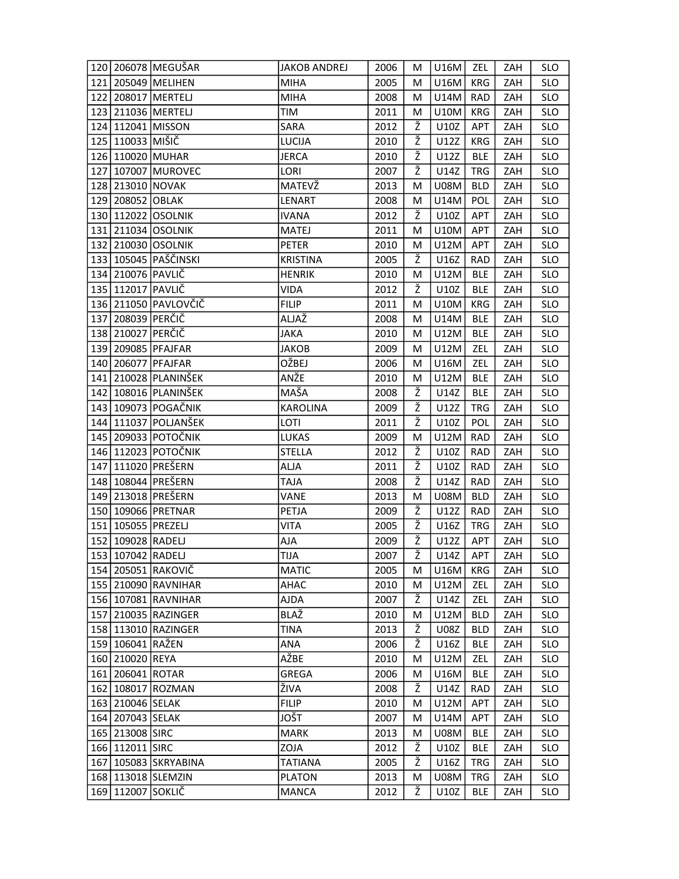| | | | | | | | | | |
|---|---|---|---|---|---|---|---|---|---|
| 120 | 206078 | MEGUŠAR | JAKOB ANDREJ | 2006 | M | U16M | ZEL | ZAH | SLO |
| 121 | 205049 | MELIHEN | MIHA | 2005 | M | U16M | KRG | ZAH | SLO |
| 122 | 208017 | MERTELJ | MIHA | 2008 | M | U14M | RAD | ZAH | SLO |
| 123 | 211036 | MERTELJ | TIM | 2011 | M | U10M | KRG | ZAH | SLO |
| 124 | 112041 | MISSON | SARA | 2012 | Ž | U10Z | APT | ZAH | SLO |
| 125 | 110033 | MIŠIČ | LUCIJA | 2010 | Ž | U12Z | KRG | ZAH | SLO |
| 126 | 110020 | MUHAR | JERCA | 2010 | Ž | U12Z | BLE | ZAH | SLO |
| 127 | 107007 | MUROVEC | LORI | 2007 | Ž | U14Z | TRG | ZAH | SLO |
| 128 | 213010 | NOVAK | MATEVŽ | 2013 | M | U08M | BLD | ZAH | SLO |
| 129 | 208052 | OBLAK | LENART | 2008 | M | U14M | POL | ZAH | SLO |
| 130 | 112022 | OSOLNIK | IVANA | 2012 | Ž | U10Z | APT | ZAH | SLO |
| 131 | 211034 | OSOLNIK | MATEJ | 2011 | M | U10M | APT | ZAH | SLO |
| 132 | 210030 | OSOLNIK | PETER | 2010 | M | U12M | APT | ZAH | SLO |
| 133 | 105045 | PAŠČINSKI | KRISTINA | 2005 | Ž | U16Z | RAD | ZAH | SLO |
| 134 | 210076 | PAVLIČ | HENRIK | 2010 | M | U12M | BLE | ZAH | SLO |
| 135 | 112017 | PAVLIČ | VIDA | 2012 | Ž | U10Z | BLE | ZAH | SLO |
| 136 | 211050 | PAVLOVČIČ | FILIP | 2011 | M | U10M | KRG | ZAH | SLO |
| 137 | 208039 | PERČIČ | ALJAŽ | 2008 | M | U14M | BLE | ZAH | SLO |
| 138 | 210027 | PERČIČ | JAKA | 2010 | M | U12M | BLE | ZAH | SLO |
| 139 | 209085 | PFAJFAR | JAKOB | 2009 | M | U12M | ZEL | ZAH | SLO |
| 140 | 206077 | PFAJFAR | OŽBEJ | 2006 | M | U16M | ZEL | ZAH | SLO |
| 141 | 210028 | PLANINŠEK | ANŽE | 2010 | M | U12M | BLE | ZAH | SLO |
| 142 | 108016 | PLANINŠEK | MAŠA | 2008 | Ž | U14Z | BLE | ZAH | SLO |
| 143 | 109073 | POGAČNIK | KAROLINA | 2009 | Ž | U12Z | TRG | ZAH | SLO |
| 144 | 111037 | POLJANŠEK | LOTI | 2011 | Ž | U10Z | POL | ZAH | SLO |
| 145 | 209033 | POTOČNIK | LUKAS | 2009 | M | U12M | RAD | ZAH | SLO |
| 146 | 112023 | POTOČNIK | STELLA | 2012 | Ž | U10Z | RAD | ZAH | SLO |
| 147 | 111020 | PREŠERN | ALJA | 2011 | Ž | U10Z | RAD | ZAH | SLO |
| 148 | 108044 | PREŠERN | TAJA | 2008 | Ž | U14Z | RAD | ZAH | SLO |
| 149 | 213018 | PREŠERN | VANE | 2013 | M | U08M | BLD | ZAH | SLO |
| 150 | 109066 | PRETNAR | PETJA | 2009 | Ž | U12Z | RAD | ZAH | SLO |
| 151 | 105055 | PREZELJ | VITA | 2005 | Ž | U16Z | TRG | ZAH | SLO |
| 152 | 109028 | RADELJ | AJA | 2009 | Ž | U12Z | APT | ZAH | SLO |
| 153 | 107042 | RADELJ | TIJA | 2007 | Ž | U14Z | APT | ZAH | SLO |
| 154 | 205051 | RAKOVIČ | MATIC | 2005 | M | U16M | KRG | ZAH | SLO |
| 155 | 210090 | RAVNIHAR | AHAC | 2010 | M | U12M | ZEL | ZAH | SLO |
| 156 | 107081 | RAVNIHAR | AJDA | 2007 | Ž | U14Z | ZEL | ZAH | SLO |
| 157 | 210035 | RAZINGER | BLAŽ | 2010 | M | U12M | BLD | ZAH | SLO |
| 158 | 113010 | RAZINGER | TINA | 2013 | Ž | U08Z | BLD | ZAH | SLO |
| 159 | 106041 | RAŽEN | ANA | 2006 | Ž | U16Z | BLE | ZAH | SLO |
| 160 | 210020 | REYA | AŽBE | 2010 | M | U12M | ZEL | ZAH | SLO |
| 161 | 206041 | ROTAR | GREGA | 2006 | M | U16M | BLE | ZAH | SLO |
| 162 | 108017 | ROZMAN | ŽIVA | 2008 | Ž | U14Z | RAD | ZAH | SLO |
| 163 | 210046 | SELAK | FILIP | 2010 | M | U12M | APT | ZAH | SLO |
| 164 | 207043 | SELAK | JOŠT | 2007 | M | U14M | APT | ZAH | SLO |
| 165 | 213008 | SIRC | MARK | 2013 | M | U08M | BLE | ZAH | SLO |
| 166 | 112011 | SIRC | ZOJA | 2012 | Ž | U10Z | BLE | ZAH | SLO |
| 167 | 105083 | SKRYABINA | TATIANA | 2005 | Ž | U16Z | TRG | ZAH | SLO |
| 168 | 113018 | SLEMZIN | PLATON | 2013 | M | U08M | TRG | ZAH | SLO |
| 169 | 112007 | SOKLIČ | MANCA | 2012 | Ž | U10Z | BLE | ZAH | SLO |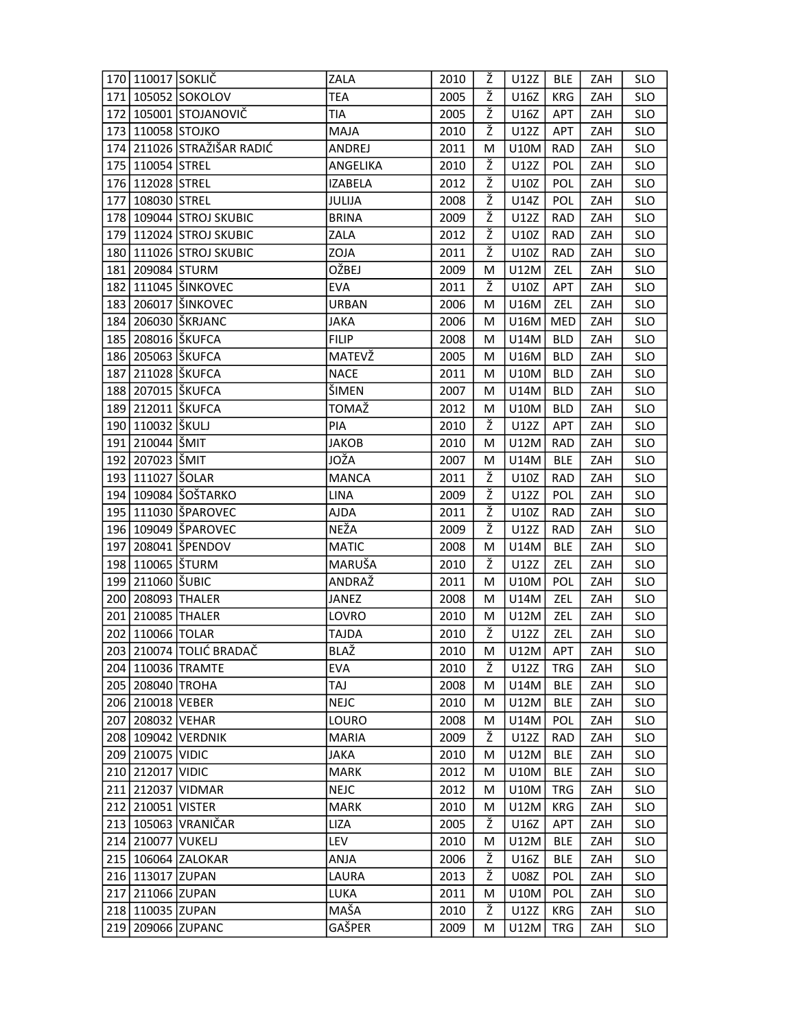| 170 | 110017 | SOKLIČ | ZALA | 2010 | Ž | U12Z | BLE | ZAH | SLO |
|---|---|---|---|---|---|---|---|---|---|
| 171 | 105052 | SOKOLOV | TEA | 2005 | Ž | U16Z | KRG | ZAH | SLO |
| 172 | 105001 | STOJANOVIČ | TIA | 2005 | Ž | U16Z | APT | ZAH | SLO |
| 173 | 110058 | STOJKO | MAJA | 2010 | Ž | U12Z | APT | ZAH | SLO |
| 174 | 211026 | STRAŽIŠAR RADIĆ | ANDREJ | 2011 | M | U10M | RAD | ZAH | SLO |
| 175 | 110054 | STREL | ANGELIKA | 2010 | Ž | U12Z | POL | ZAH | SLO |
| 176 | 112028 | STREL | IZABELA | 2012 | Ž | U10Z | POL | ZAH | SLO |
| 177 | 108030 | STREL | JULIJA | 2008 | Ž | U14Z | POL | ZAH | SLO |
| 178 | 109044 | STROJ SKUBIC | BRINA | 2009 | Ž | U12Z | RAD | ZAH | SLO |
| 179 | 112024 | STROJ SKUBIC | ZALA | 2012 | Ž | U10Z | RAD | ZAH | SLO |
| 180 | 111026 | STROJ SKUBIC | ZOJA | 2011 | Ž | U10Z | RAD | ZAH | SLO |
| 181 | 209084 | STURM | OŽBEJ | 2009 | M | U12M | ZEL | ZAH | SLO |
| 182 | 111045 | ŠINKOVEC | EVA | 2011 | Ž | U10Z | APT | ZAH | SLO |
| 183 | 206017 | ŠINKOVEC | URBAN | 2006 | M | U16M | ZEL | ZAH | SLO |
| 184 | 206030 | ŠKRJANC | JAKA | 2006 | M | U16M | MED | ZAH | SLO |
| 185 | 208016 | ŠKUFCA | FILIP | 2008 | M | U14M | BLD | ZAH | SLO |
| 186 | 205063 | ŠKUFCA | MATEVŽ | 2005 | M | U16M | BLD | ZAH | SLO |
| 187 | 211028 | ŠKUFCA | NACE | 2011 | M | U10M | BLD | ZAH | SLO |
| 188 | 207015 | ŠKUFCA | ŠIMEN | 2007 | M | U14M | BLD | ZAH | SLO |
| 189 | 212011 | ŠKUFCA | TOMAŽ | 2012 | M | U10M | BLD | ZAH | SLO |
| 190 | 110032 | ŠKULJ | PIA | 2010 | Ž | U12Z | APT | ZAH | SLO |
| 191 | 210044 | ŠMIT | JAKOB | 2010 | M | U12M | RAD | ZAH | SLO |
| 192 | 207023 | ŠMIT | JOŽA | 2007 | M | U14M | BLE | ZAH | SLO |
| 193 | 111027 | ŠOLAR | MANCA | 2011 | Ž | U10Z | RAD | ZAH | SLO |
| 194 | 109084 | ŠOŠTARKO | LINA | 2009 | Ž | U12Z | POL | ZAH | SLO |
| 195 | 111030 | ŠPAROVEC | AJDA | 2011 | Ž | U10Z | RAD | ZAH | SLO |
| 196 | 109049 | ŠPAROVEC | NEŽA | 2009 | Ž | U12Z | RAD | ZAH | SLO |
| 197 | 208041 | ŠPENDOV | MATIC | 2008 | M | U14M | BLE | ZAH | SLO |
| 198 | 110065 | ŠTURM | MARUŠA | 2010 | Ž | U12Z | ZEL | ZAH | SLO |
| 199 | 211060 | ŠUBIC | ANDRAŽ | 2011 | M | U10M | POL | ZAH | SLO |
| 200 | 208093 | THALER | JANEZ | 2008 | M | U14M | ZEL | ZAH | SLO |
| 201 | 210085 | THALER | LOVRO | 2010 | M | U12M | ZEL | ZAH | SLO |
| 202 | 110066 | TOLAR | TAJDA | 2010 | Ž | U12Z | ZEL | ZAH | SLO |
| 203 | 210074 | TOLIĆ BRADAČ | BLAŽ | 2010 | M | U12M | APT | ZAH | SLO |
| 204 | 110036 | TRAMTE | EVA | 2010 | Ž | U12Z | TRG | ZAH | SLO |
| 205 | 208040 | TROHA | TAJ | 2008 | M | U14M | BLE | ZAH | SLO |
| 206 | 210018 | VEBER | NEJC | 2010 | M | U12M | BLE | ZAH | SLO |
| 207 | 208032 | VEHAR | LOURO | 2008 | M | U14M | POL | ZAH | SLO |
| 208 | 109042 | VERDNIK | MARIA | 2009 | Ž | U12Z | RAD | ZAH | SLO |
| 209 | 210075 | VIDIC | JAKA | 2010 | M | U12M | BLE | ZAH | SLO |
| 210 | 212017 | VIDIC | MARK | 2012 | M | U10M | BLE | ZAH | SLO |
| 211 | 212037 | VIDMAR | NEJC | 2012 | M | U10M | TRG | ZAH | SLO |
| 212 | 210051 | VISTER | MARK | 2010 | M | U12M | KRG | ZAH | SLO |
| 213 | 105063 | VRANIČAR | LIZA | 2005 | Ž | U16Z | APT | ZAH | SLO |
| 214 | 210077 | VUKELJ | LEV | 2010 | M | U12M | BLE | ZAH | SLO |
| 215 | 106064 | ZALOKAR | ANJA | 2006 | Ž | U16Z | BLE | ZAH | SLO |
| 216 | 113017 | ZUPAN | LAURA | 2013 | Ž | U08Z | POL | ZAH | SLO |
| 217 | 211066 | ZUPAN | LUKA | 2011 | M | U10M | POL | ZAH | SLO |
| 218 | 110035 | ZUPAN | MAŠA | 2010 | Ž | U12Z | KRG | ZAH | SLO |
| 219 | 209066 | ZUPANC | GAŠPER | 2009 | M | U12M | TRG | ZAH | SLO |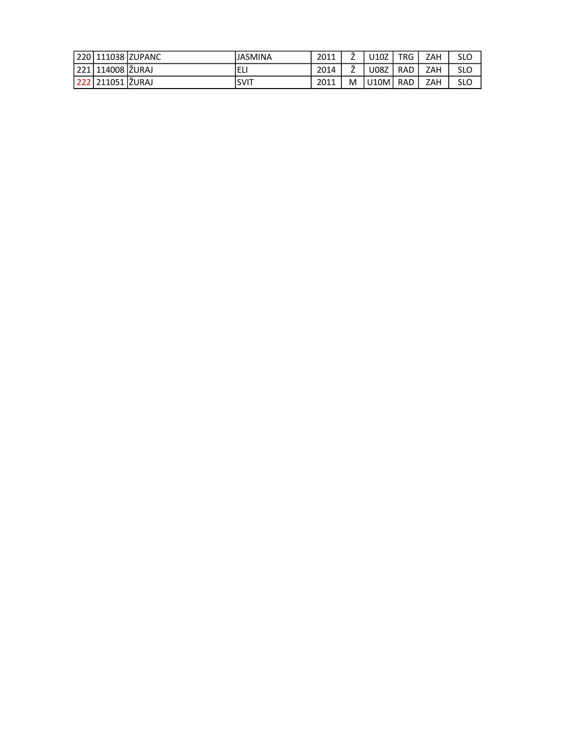| | | | | | | | | | |
|---|---|---|---|---|---|---|---|---|---|
| 220 | 111038 | ZUPANC | JASMINA | 2011 | Ž | U10Z | TRG | ZAH | SLO |
| 221 | 114008 | ŽURAJ | ELI | 2014 | Ž | U08Z | RAD | ZAH | SLO |
| 222 | 211051 | ŽURAJ | SVIT | 2011 | M | U10M | RAD | ZAH | SLO |